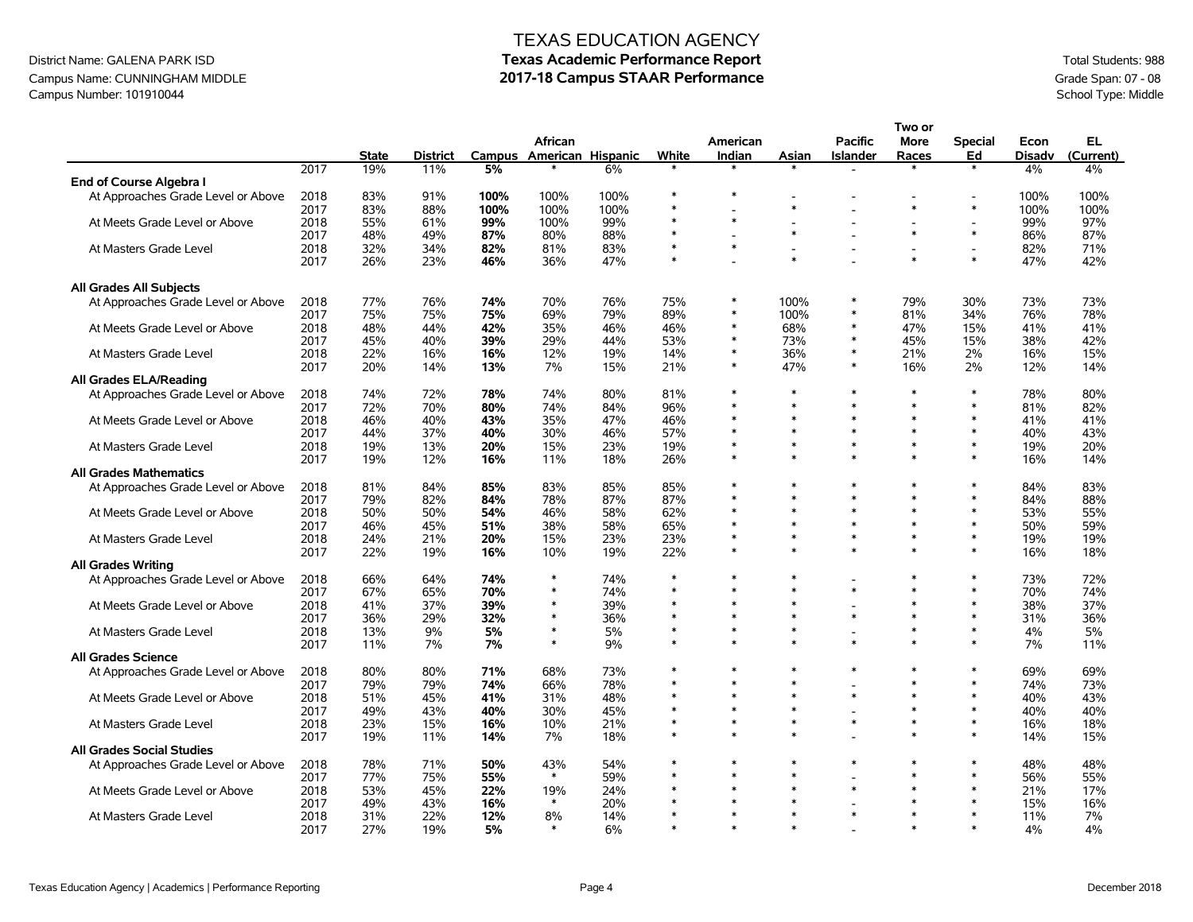# TEXAS EDUCATION AGENCY

## Texas Academic Performance Report

## 2017-18 Campus STAAR Performance

District Name: GALENA PARK ISD
Campus Name: CUNNINGHAM MIDDLE
Campus Number: 101910044

Total Students: 988
Grade Span: 07 - 08
School Type: Middle

| | | State | District | Campus | African American | Hispanic | White | American Indian | Asian | Pacific Islander | Two or More Races | Special Ed | Econ Disadv | EL (Current) |
|---|---|---|---|---|---|---|---|---|---|---|---|---|---|---|
| | 2017 | 19% | 11% | **5%** | * | 6% | * | * | * | - | * | * | 4% | 4% |
| **End of Course Algebra I** | | | | | | | | | | | | | | |
| At Approaches Grade Level or Above | 2018 | 83% | 91% | **100%** | 100% | 100% | * | * | - | - | - | - | 100% | 100% |
| | 2017 | 83% | 88% | **100%** | 100% | 100% | * | - | * | - | * | * | 100% | 100% |
| At Meets Grade Level or Above | 2018 | 55% | 61% | **99%** | 100% | 99% | * | * | - | - | - | - | 99% | 97% |
| | 2017 | 48% | 49% | **87%** | 80% | 88% | * | - | * | - | * | * | 86% | 87% |
| At Masters Grade Level | 2018 | 32% | 34% | **82%** | 81% | 83% | * | * | - | - | - | - | 82% | 71% |
| | 2017 | 26% | 23% | **46%** | 36% | 47% | * | - | * | - | * | * | 47% | 42% |
| **All Grades All Subjects** | | | | | | | | | | | | | | |
| At Approaches Grade Level or Above | 2018 | 77% | 76% | **74%** | 70% | 76% | 75% | * | 100% | * | 79% | 30% | 73% | 73% |
| | 2017 | 75% | 75% | **75%** | 69% | 79% | 89% | * | 100% | * | 81% | 34% | 76% | 78% |
| At Meets Grade Level or Above | 2018 | 48% | 44% | **42%** | 35% | 46% | 46% | * | 68% | * | 47% | 15% | 41% | 41% |
| | 2017 | 45% | 40% | **39%** | 29% | 44% | 53% | * | 73% | * | 45% | 15% | 38% | 42% |
| At Masters Grade Level | 2018 | 22% | 16% | **16%** | 12% | 19% | 14% | * | 36% | * | 21% | 2% | 16% | 15% |
| | 2017 | 20% | 14% | **13%** | 7% | 15% | 21% | * | 47% | * | 16% | 2% | 12% | 14% |
| **All Grades ELA/Reading** | | | | | | | | | | | | | | |
| At Approaches Grade Level or Above | 2018 | 74% | 72% | **78%** | 74% | 80% | 81% | * | * | * | * | * | 78% | 80% |
| | 2017 | 72% | 70% | **80%** | 74% | 84% | 96% | * | * | * | * | * | 81% | 82% |
| At Meets Grade Level or Above | 2018 | 46% | 40% | **43%** | 35% | 47% | 46% | * | * | * | * | * | 41% | 41% |
| | 2017 | 44% | 37% | **40%** | 30% | 46% | 57% | * | * | * | * | * | 40% | 43% |
| At Masters Grade Level | 2018 | 19% | 13% | **20%** | 15% | 23% | 19% | * | * | * | * | * | 19% | 20% |
| | 2017 | 19% | 12% | **16%** | 11% | 18% | 26% | * | * | * | * | * | 16% | 14% |
| **All Grades Mathematics** | | | | | | | | | | | | | | |
| At Approaches Grade Level or Above | 2018 | 81% | 84% | **85%** | 83% | 85% | 85% | * | * | * | * | * | 84% | 83% |
| | 2017 | 79% | 82% | **84%** | 78% | 87% | 87% | * | * | * | * | * | 84% | 88% |
| At Meets Grade Level or Above | 2018 | 50% | 50% | **54%** | 46% | 58% | 62% | * | * | * | * | * | 53% | 55% |
| | 2017 | 46% | 45% | **51%** | 38% | 58% | 65% | * | * | * | * | * | 50% | 59% |
| At Masters Grade Level | 2018 | 24% | 21% | **20%** | 15% | 23% | 23% | * | * | * | * | * | 19% | 19% |
| | 2017 | 22% | 19% | **16%** | 10% | 19% | 22% | * | * | * | * | * | 16% | 18% |
| **All Grades Writing** | | | | | | | | | | | | | | |
| At Approaches Grade Level or Above | 2018 | 66% | 64% | **74%** | * | 74% | * | * | * | - | * | * | 73% | 72% |
| | 2017 | 67% | 65% | **70%** | * | 74% | * | * | * | * | * | * | 70% | 74% |
| At Meets Grade Level or Above | 2018 | 41% | 37% | **39%** | * | 39% | * | * | * | - | * | * | 38% | 37% |
| | 2017 | 36% | 29% | **32%** | * | 36% | * | * | * | * | * | * | 31% | 36% |
| At Masters Grade Level | 2018 | 13% | 9% | **5%** | * | 5% | * | * | * | - | * | * | 4% | 5% |
| | 2017 | 11% | 7% | **7%** | * | 9% | * | * | * | * | * | * | 7% | 11% |
| **All Grades Science** | | | | | | | | | | | | | | |
| At Approaches Grade Level or Above | 2018 | 80% | 80% | **71%** | 68% | 73% | * | * | * | * | * | * | 69% | 69% |
| | 2017 | 79% | 79% | **74%** | 66% | 78% | * | * | * | - | * | * | 74% | 73% |
| At Meets Grade Level or Above | 2018 | 51% | 45% | **41%** | 31% | 48% | * | * | * | * | * | * | 40% | 43% |
| | 2017 | 49% | 43% | **40%** | 30% | 45% | * | * | * | - | * | * | 40% | 40% |
| At Masters Grade Level | 2018 | 23% | 15% | **16%** | 10% | 21% | * | * | * | * | * | * | 16% | 18% |
| | 2017 | 19% | 11% | **14%** | 7% | 18% | * | * | * | - | * | * | 14% | 15% |
| **All Grades Social Studies** | | | | | | | | | | | | | | |
| At Approaches Grade Level or Above | 2018 | 78% | 71% | **50%** | 43% | 54% | * | * | * | * | * | * | 48% | 48% |
| | 2017 | 77% | 75% | **55%** | * | 59% | * | * | * | - | * | * | 56% | 55% |
| At Meets Grade Level or Above | 2018 | 53% | 45% | **22%** | 19% | 24% | * | * | * | * | * | * | 21% | 17% |
| | 2017 | 49% | 43% | **16%** | * | 20% | * | * | * | - | * | * | 15% | 16% |
| At Masters Grade Level | 2018 | 31% | 22% | **12%** | 8% | 14% | * | * | * | * | * | * | 11% | 7% |
| | 2017 | 27% | 19% | **5%** | * | 6% | * | * | * | - | * | * | 4% | 4% |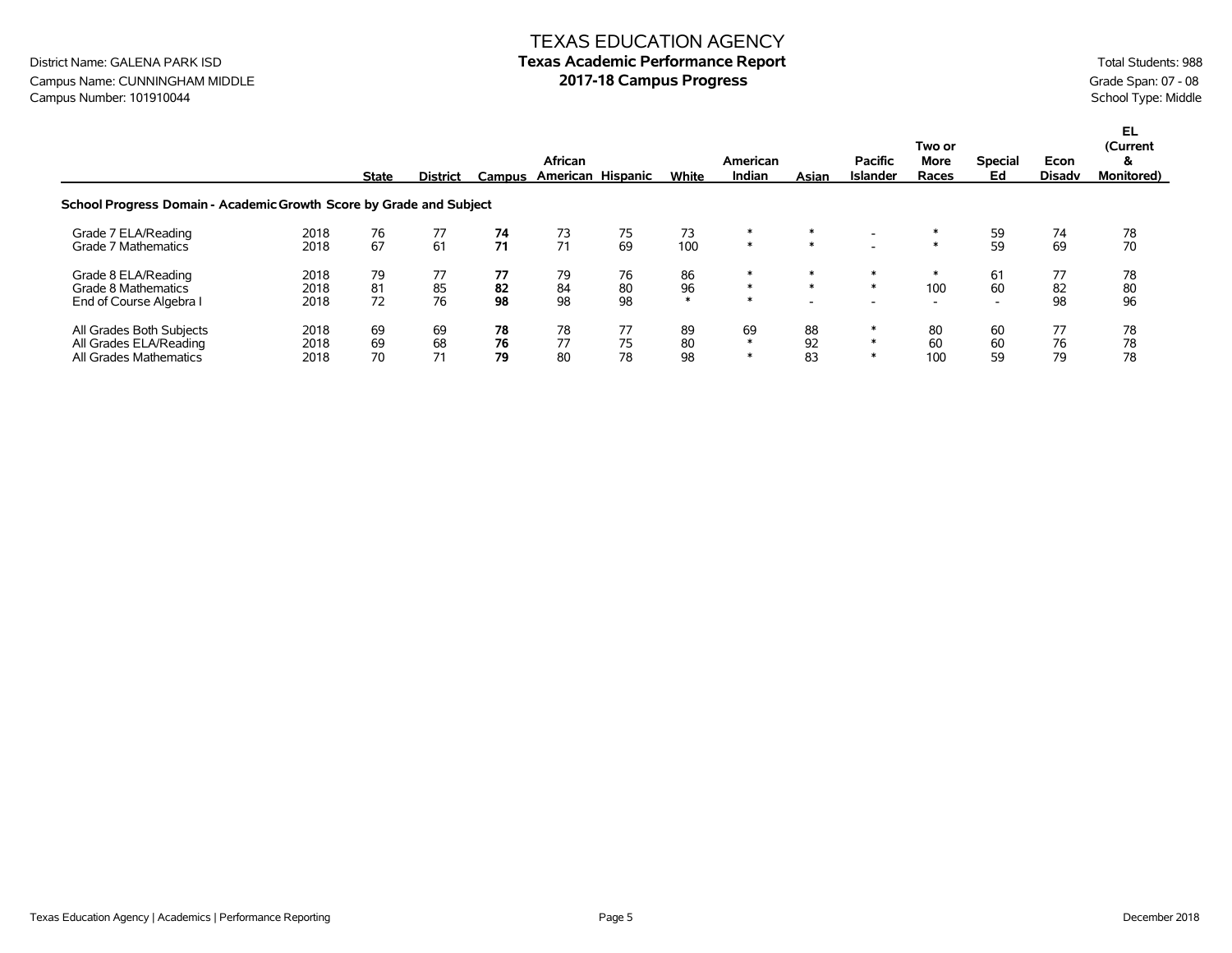TEXAS EDUCATION AGENCY

**Texas Academic Performance Report**

**2017-18 Campus Progress**

District Name: GALENA PARK ISD
Campus Name: CUNNINGHAM MIDDLE
Campus Number: 101910044

Total Students: 988
Grade Span: 07 - 08
School Type: Middle

| | | State | District | Campus | African American | Hispanic | White | American Indian | Asian | Pacific Islander | Two or More Races | Special Ed | Econ Disadv | EL (Current & Monitored) |
|---|---|---|---|---|---|---|---|---|---|---|---|---|---|---|
| **School Progress Domain - Academic Growth Score by Grade and Subject** | | | | | | | | | | | | | | |
| Grade 7 ELA/Reading | 2018 | 76 | 77 | **74** | 73 | 75 | 73 | * | * | - | * | 59 | 74 | 78 |
| Grade 7 Mathematics | 2018 | 67 | 61 | **71** | 71 | 69 | 100 | * | * | - | * | 59 | 69 | 70 |
| Grade 8 ELA/Reading | 2018 | 79 | 77 | **77** | 79 | 76 | 86 | * | * | * | * | 61 | 77 | 78 |
| Grade 8 Mathematics | 2018 | 81 | 85 | **82** | 84 | 80 | 96 | * | * | * | 100 | 60 | 82 | 80 |
| End of Course Algebra I | 2018 | 72 | 76 | **98** | 98 | 98 | * | * | - | - | - | - | 98 | 96 |
| All Grades Both Subjects | 2018 | 69 | 69 | **78** | 78 | 77 | 89 | 69 | 88 | * | 80 | 60 | 77 | 78 |
| All Grades ELA/Reading | 2018 | 69 | 68 | **76** | 77 | 75 | 80 | * | 92 | * | 60 | 60 | 76 | 78 |
| All Grades Mathematics | 2018 | 70 | 71 | **79** | 80 | 78 | 98 | * | 83 | * | 100 | 59 | 79 | 78 |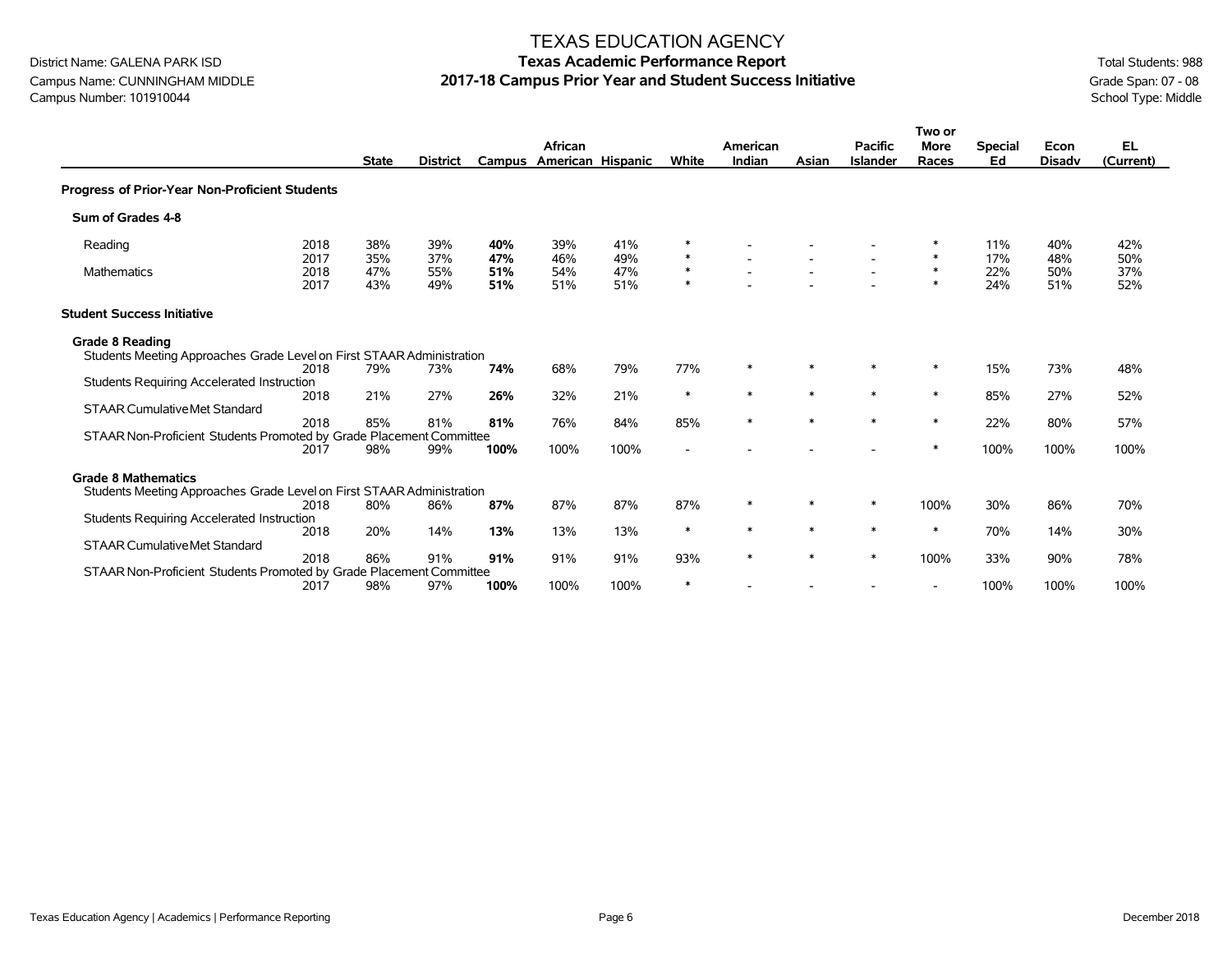# TEXAS EDUCATION AGENCY

## Texas Academic Performance Report

## 2017-18 Campus Prior Year and Student Success Initiative

District Name: GALENA PARK ISD
Campus Name: CUNNINGHAM MIDDLE
Campus Number: 101910044

Total Students: 988
Grade Span: 07 - 08
School Type: Middle

| | | State | District | Campus | African American | Hispanic | White | American Indian | Asian | Pacific Islander | Two or More Races | Special Ed | Econ Disadv | EL (Current) |
|---|---|---|---|---|---|---|---|---|---|---|---|---|---|---|
| **Progress of Prior-Year Non-Proficient Students** | | | | | | | | | | | | | | |
| **Sum of Grades 4-8** | | | | | | | | | | | | | | |
| Reading | 2018 | 38% | 39% | **40%** | 39% | 41% | * | - | - | - | * | 11% | 40% | 42% |
| | 2017 | 35% | 37% | **47%** | 46% | 49% | * | - | - | - | * | 17% | 48% | 50% |
| Mathematics | 2018 | 47% | 55% | **51%** | 54% | 47% | * | - | - | - | * | 22% | 50% | 37% |
| | 2017 | 43% | 49% | **51%** | 51% | 51% | * | - | - | - | * | 24% | 51% | 52% |
| **Student Success Initiative** | | | | | | | | | | | | | | |
| **Grade 8 Reading** | | | | | | | | | | | | | | |
| Students Meeting Approaches Grade Level on First STAAR Administration | 2018 | 79% | 73% | **74%** | 68% | 79% | 77% | * | * | * | * | 15% | 73% | 48% |
| Students Requiring Accelerated Instruction | 2018 | 21% | 27% | **26%** | 32% | 21% | * | * | * | * | * | 85% | 27% | 52% |
| STAAR Cumulative Met Standard | 2018 | 85% | 81% | **81%** | 76% | 84% | 85% | * | * | * | * | 22% | 80% | 57% |
| STAAR Non-Proficient Students Promoted by Grade Placement Committee | 2017 | 98% | 99% | **100%** | 100% | 100% | - | - | - | - | * | 100% | 100% | 100% |
| **Grade 8 Mathematics** | | | | | | | | | | | | | | |
| Students Meeting Approaches Grade Level on First STAAR Administration | 2018 | 80% | 86% | **87%** | 87% | 87% | 87% | * | * | * | 100% | 30% | 86% | 70% |
| Students Requiring Accelerated Instruction | 2018 | 20% | 14% | **13%** | 13% | 13% | * | * | * | * | * | 70% | 14% | 30% |
| STAAR Cumulative Met Standard | 2018 | 86% | 91% | **91%** | 91% | 91% | 93% | * | * | * | 100% | 33% | 90% | 78% |
| STAAR Non-Proficient Students Promoted by Grade Placement Committee | 2017 | 98% | 97% | **100%** | 100% | 100% | * | - | - | - | - | 100% | 100% | 100% |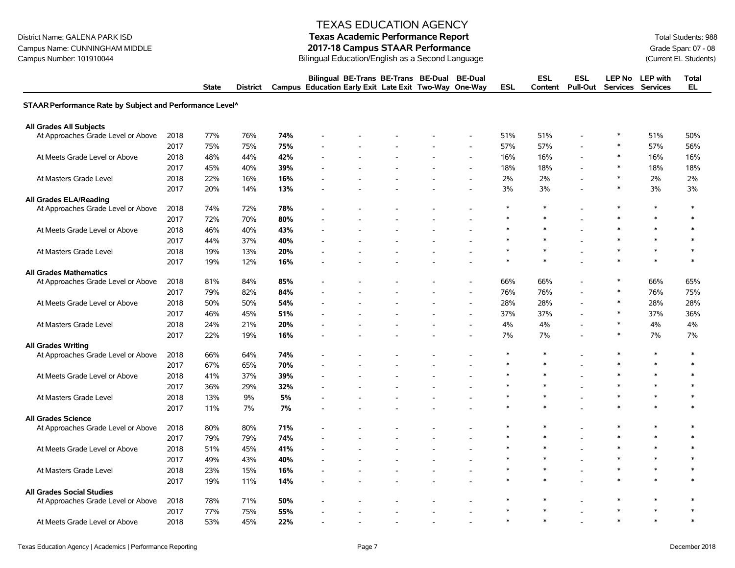District Name: GALENA PARK ISD
Campus Name: CUNNINGHAM MIDDLE
Campus Number: 101910044

# TEXAS EDUCATION AGENCY
## Texas Academic Performance Report
## 2017-18 Campus STAAR Performance
Bilingual Education/English as a Second Language

Total Students: 988
Grade Span: 07 - 08
(Current EL Students)

| | | State | District | Campus | Bilingual Education | BE-Trans Early Exit | BE-Trans Late Exit | BE-Dual Two-Way | BE-Dual One-Way | ESL | ESL Content | ESL Pull-Out | LEP No Services | LEP with Services | Total EL |
|---|---|---|---|---|---|---|---|---|---|---|---|---|---|---|---|
| **STAAR Performance Rate by Subject and Performance Level^** | | | | | | | | | | | | | | | |
| **All Grades All Subjects** | | | | | | | | | | | | | | | |
| At Approaches Grade Level or Above | 2018 | 77% | 76% | **74%** | - | - | - | - | - | 51% | 51% | - | * | 51% | 50% |
| | 2017 | 75% | 75% | **75%** | - | - | - | - | - | 57% | 57% | - | * | 57% | 56% |
| At Meets Grade Level or Above | 2018 | 48% | 44% | **42%** | - | - | - | - | - | 16% | 16% | - | * | 16% | 16% |
| | 2017 | 45% | 40% | **39%** | - | - | - | - | - | 18% | 18% | - | * | 18% | 18% |
| At Masters Grade Level | 2018 | 22% | 16% | **16%** | - | - | - | - | - | 2% | 2% | - | * | 2% | 2% |
| | 2017 | 20% | 14% | **13%** | - | - | - | - | - | 3% | 3% | - | * | 3% | 3% |
| **All Grades ELA/Reading** | | | | | | | | | | | | | | | |
| At Approaches Grade Level or Above | 2018 | 74% | 72% | **78%** | - | - | - | - | - | * | * | - | * | * | * |
| | 2017 | 72% | 70% | **80%** | - | - | - | - | - | * | * | - | * | * | * |
| At Meets Grade Level or Above | 2018 | 46% | 40% | **43%** | - | - | - | - | - | * | * | - | * | * | * |
| | 2017 | 44% | 37% | **40%** | - | - | - | - | - | * | * | - | * | * | * |
| At Masters Grade Level | 2018 | 19% | 13% | **20%** | - | - | - | - | - | * | * | - | * | * | * |
| | 2017 | 19% | 12% | **16%** | - | - | - | - | - | * | * | - | * | * | * |
| **All Grades Mathematics** | | | | | | | | | | | | | | | |
| At Approaches Grade Level or Above | 2018 | 81% | 84% | **85%** | - | - | - | - | - | 66% | 66% | - | * | 66% | 65% |
| | 2017 | 79% | 82% | **84%** | - | - | - | - | - | 76% | 76% | - | * | 76% | 75% |
| At Meets Grade Level or Above | 2018 | 50% | 50% | **54%** | - | - | - | - | - | 28% | 28% | - | * | 28% | 28% |
| | 2017 | 46% | 45% | **51%** | - | - | - | - | - | 37% | 37% | - | * | 37% | 36% |
| At Masters Grade Level | 2018 | 24% | 21% | **20%** | - | - | - | - | - | 4% | 4% | - | * | 4% | 4% |
| | 2017 | 22% | 19% | **16%** | - | - | - | - | - | 7% | 7% | - | * | 7% | 7% |
| **All Grades Writing** | | | | | | | | | | | | | | | |
| At Approaches Grade Level or Above | 2018 | 66% | 64% | **74%** | - | - | - | - | - | * | * | - | * | * | * |
| | 2017 | 67% | 65% | **70%** | - | - | - | - | - | * | * | - | * | * | * |
| At Meets Grade Level or Above | 2018 | 41% | 37% | **39%** | - | - | - | - | - | * | * | - | * | * | * |
| | 2017 | 36% | 29% | **32%** | - | - | - | - | - | * | * | - | * | * | * |
| At Masters Grade Level | 2018 | 13% | 9% | **5%** | - | - | - | - | - | * | * | - | * | * | * |
| | 2017 | 11% | 7% | **7%** | - | - | - | - | - | * | * | - | * | * | * |
| **All Grades Science** | | | | | | | | | | | | | | | |
| At Approaches Grade Level or Above | 2018 | 80% | 80% | **71%** | - | - | - | - | - | * | * | - | * | * | * |
| | 2017 | 79% | 79% | **74%** | - | - | - | - | - | * | * | - | * | * | * |
| At Meets Grade Level or Above | 2018 | 51% | 45% | **41%** | - | - | - | - | - | * | * | - | * | * | * |
| | 2017 | 49% | 43% | **40%** | - | - | - | - | - | * | * | - | * | * | * |
| At Masters Grade Level | 2018 | 23% | 15% | **16%** | - | - | - | - | - | * | * | - | * | * | * |
| | 2017 | 19% | 11% | **14%** | - | - | - | - | - | * | * | - | * | * | * |
| **All Grades Social Studies** | | | | | | | | | | | | | | | |
| At Approaches Grade Level or Above | 2018 | 78% | 71% | **50%** | - | - | - | - | - | * | * | - | * | * | * |
| | 2017 | 77% | 75% | **55%** | - | - | - | - | - | * | * | - | * | * | * |
| At Meets Grade Level or Above | 2018 | 53% | 45% | **22%** | - | - | - | - | - | * | * | - | * | * | * |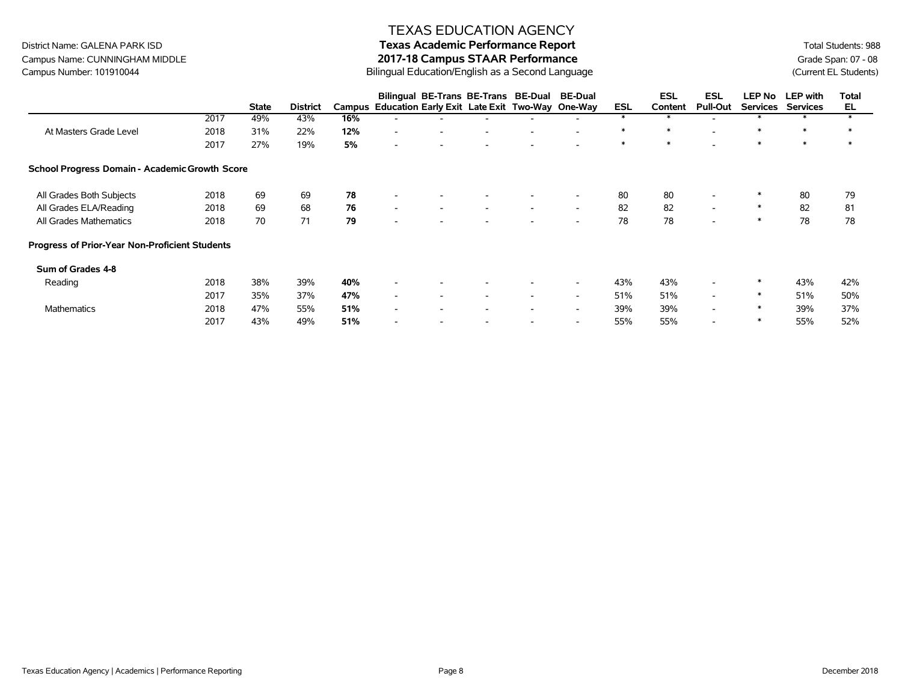District Name: GALENA PARK ISD
Campus Name: CUNNINGHAM MIDDLE
Campus Number: 101910044

# TEXAS EDUCATION AGENCY
## Texas Academic Performance Report
## 2017-18 Campus STAAR Performance
Bilingual Education/English as a Second Language

Total Students: 988
Grade Span: 07 - 08
(Current EL Students)

| | | State | District | Campus | Bilingual Education | BE-Trans Early Exit | BE-Trans Late Exit | BE-Dual Two-Way | BE-Dual One-Way | ESL | ESL Content | ESL Pull-Out | LEP No Services | LEP with Services | Total EL |
|---|---|---|---|---|---|---|---|---|---|---|---|---|---|---|---|
| | 2017 | 49% | 43% | **16%** | - | - | - | - | - | * | * | - | * | * | * |
| At Masters Grade Level | 2018 | 31% | 22% | **12%** | - | - | - | - | - | * | * | - | * | * | * |
| | 2017 | 27% | 19% | **5%** | - | - | - | - | - | * | * | - | * | * | * |
| **School Progress Domain - Academic Growth Score** | | | | | | | | | | | | | | | |
| All Grades Both Subjects | 2018 | 69 | 69 | **78** | - | - | - | - | - | 80 | 80 | - | * | 80 | 79 |
| All Grades ELA/Reading | 2018 | 69 | 68 | **76** | - | - | - | - | - | 82 | 82 | - | * | 82 | 81 |
| All Grades Mathematics | 2018 | 70 | 71 | **79** | - | - | - | - | - | 78 | 78 | - | * | 78 | 78 |
| **Progress of Prior-Year Non-Proficient Students** | | | | | | | | | | | | | | | |
| **Sum of Grades 4-8** | | | | | | | | | | | | | | | |
| Reading | 2018 | 38% | 39% | **40%** | - | - | - | - | - | 43% | 43% | - | * | 43% | 42% |
| | 2017 | 35% | 37% | **47%** | - | - | - | - | - | 51% | 51% | - | * | 51% | 50% |
| Mathematics | 2018 | 47% | 55% | **51%** | - | - | - | - | - | 39% | 39% | - | * | 39% | 37% |
| | 2017 | 43% | 49% | **51%** | - | - | - | - | - | 55% | 55% | - | * | 55% | 52% |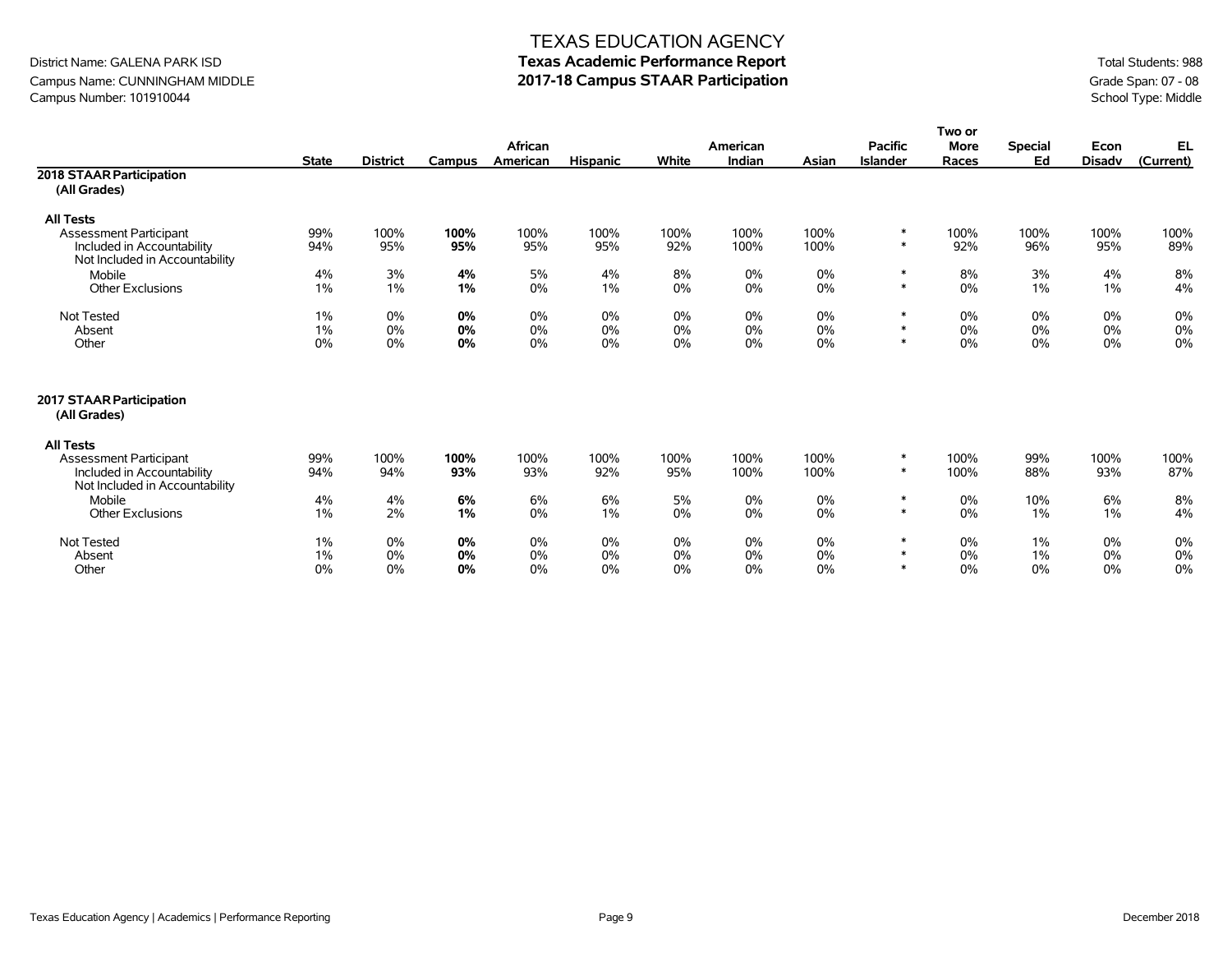# TEXAS EDUCATION AGENCY

## Texas Academic Performance Report

## 2017-18 Campus STAAR Participation

District Name: GALENA PARK ISD
Campus Name: CUNNINGHAM MIDDLE
Campus Number: 101910044

Total Students: 988
Grade Span: 07 - 08
School Type: Middle

| | State | District | Campus | African American | Hispanic | White | American Indian | Asian | Pacific Islander | Two or More Races | Special Ed | Econ Disadv | EL (Current) |
|---|---|---|---|---|---|---|---|---|---|---|---|---|---|
| **2018 STAAR Participation (All Grades)** | | | | | | | | | | | | | |
| **All Tests** | | | | | | | | | | | | | |
| Assessment Participant | 99% | 100% | **100%** | 100% | 100% | 100% | 100% | 100% | * | 100% | 100% | 100% | 100% |
| Included in Accountability | 94% | 95% | **95%** | 95% | 95% | 92% | 100% | 100% | * | 92% | 96% | 95% | 89% |
| Not Included in Accountability | | | | | | | | | | | | | |
| Mobile | 4% | 3% | **4%** | 5% | 4% | 8% | 0% | 0% | * | 8% | 3% | 4% | 8% |
| Other Exclusions | 1% | 1% | **1%** | 0% | 1% | 0% | 0% | 0% | * | 0% | 1% | 1% | 4% |
| Not Tested | 1% | 0% | **0%** | 0% | 0% | 0% | 0% | 0% | * | 0% | 0% | 0% | 0% |
| Absent | 1% | 0% | **0%** | 0% | 0% | 0% | 0% | 0% | * | 0% | 0% | 0% | 0% |
| Other | 0% | 0% | **0%** | 0% | 0% | 0% | 0% | 0% | * | 0% | 0% | 0% | 0% |
| **2017 STAAR Participation (All Grades)** | | | | | | | | | | | | | |
| **All Tests** | | | | | | | | | | | | | |
| Assessment Participant | 99% | 100% | **100%** | 100% | 100% | 100% | 100% | 100% | * | 100% | 99% | 100% | 100% |
| Included in Accountability | 94% | 94% | **93%** | 93% | 92% | 95% | 100% | 100% | * | 100% | 88% | 93% | 87% |
| Not Included in Accountability | | | | | | | | | | | | | |
| Mobile | 4% | 4% | **6%** | 6% | 6% | 5% | 0% | 0% | * | 0% | 10% | 6% | 8% |
| Other Exclusions | 1% | 2% | **1%** | 0% | 1% | 0% | 0% | 0% | * | 0% | 1% | 1% | 4% |
| Not Tested | 1% | 0% | **0%** | 0% | 0% | 0% | 0% | 0% | * | 0% | 1% | 0% | 0% |
| Absent | 1% | 0% | **0%** | 0% | 0% | 0% | 0% | 0% | * | 0% | 1% | 0% | 0% |
| Other | 0% | 0% | **0%** | 0% | 0% | 0% | 0% | 0% | * | 0% | 0% | 0% | 0% |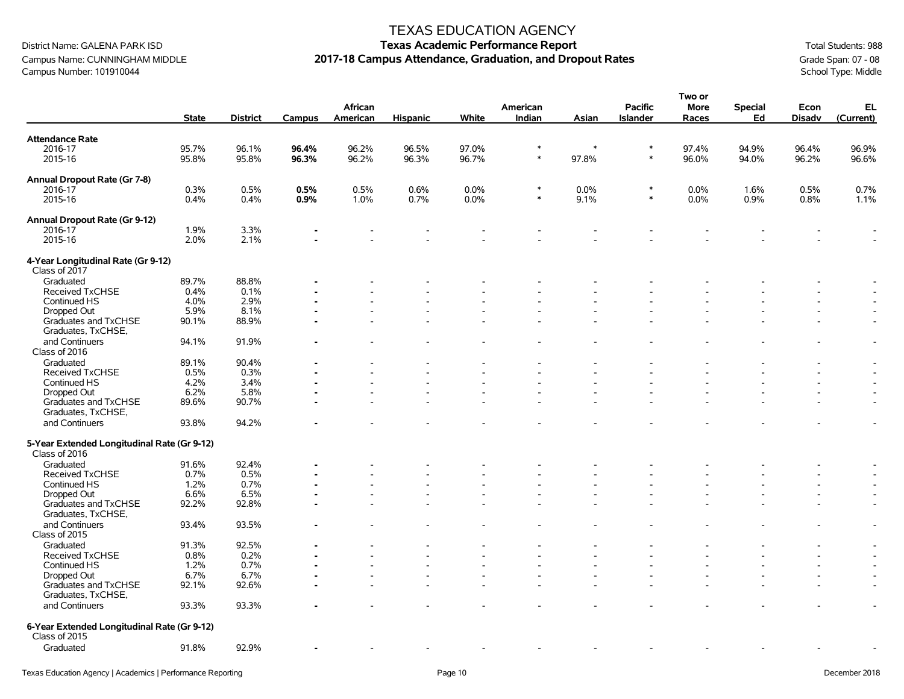# TEXAS EDUCATION AGENCY

## Texas Academic Performance Report

## 2017-18 Campus Attendance, Graduation, and Dropout Rates

District Name: GALENA PARK ISD
Campus Name: CUNNINGHAM MIDDLE
Campus Number: 101910044

Total Students: 988
Grade Span: 07 - 08
School Type: Middle

| | State | District | Campus | African American | Hispanic | White | American Indian | Asian | Pacific Islander | Two or More Races | Special Ed | Econ Disadv | EL (Current) |
|---|---|---|---|---|---|---|---|---|---|---|---|---|---|
| **Attendance Rate** | | | | | | | | | | | | | |
| 2016-17 | 95.7% | 96.1% | **96.4%** | 96.2% | 96.5% | 97.0% | * | * | * | 97.4% | 94.9% | 96.4% | 96.9% |
| 2015-16 | 95.8% | 95.8% | **96.3%** | 96.2% | 96.3% | 96.7% | * | 97.8% | * | 96.0% | 94.0% | 96.2% | 96.6% |
| **Annual Dropout Rate (Gr 7-8)** | | | | | | | | | | | | | |
| 2016-17 | 0.3% | 0.5% | **0.5%** | 0.5% | 0.6% | 0.0% | * | 0.0% | * | 0.0% | 1.6% | 0.5% | 0.7% |
| 2015-16 | 0.4% | 0.4% | **0.9%** | 1.0% | 0.7% | 0.0% | * | 9.1% | * | 0.0% | 0.9% | 0.8% | 1.1% |
| **Annual Dropout Rate (Gr 9-12)** | | | | | | | | | | | | | |
| 2016-17 | 1.9% | 3.3% | **-** | - | - | - | - | - | - | - | - | - | - |
| 2015-16 | 2.0% | 2.1% | **-** | - | - | - | - | - | - | - | - | - | - |
| **4-Year Longitudinal Rate (Gr 9-12)** | | | | | | | | | | | | | |
| Class of 2017 | | | | | | | | | | | | | |
| Graduated | 89.7% | 88.8% | **-** | - | - | - | - | - | - | - | - | - | - |
| Received TxCHSE | 0.4% | 0.1% | **-** | - | - | - | - | - | - | - | - | - | - |
| Continued HS | 4.0% | 2.9% | **-** | - | - | - | - | - | - | - | - | - | - |
| Dropped Out | 5.9% | 8.1% | **-** | - | - | - | - | - | - | - | - | - | - |
| Graduates and TxCHSE | 90.1% | 88.9% | **-** | - | - | - | - | - | - | - | - | - | - |
| Graduates, TxCHSE, and Continuers | 94.1% | 91.9% | **-** | - | - | - | - | - | - | - | - | - | - |
| Class of 2016 | | | | | | | | | | | | | |
| Graduated | 89.1% | 90.4% | **-** | - | - | - | - | - | - | - | - | - | - |
| Received TxCHSE | 0.5% | 0.3% | **-** | - | - | - | - | - | - | - | - | - | - |
| Continued HS | 4.2% | 3.4% | **-** | - | - | - | - | - | - | - | - | - | - |
| Dropped Out | 6.2% | 5.8% | **-** | - | - | - | - | - | - | - | - | - | - |
| Graduates and TxCHSE | 89.6% | 90.7% | **-** | - | - | - | - | - | - | - | - | - | - |
| Graduates, TxCHSE, and Continuers | 93.8% | 94.2% | **-** | - | - | - | - | - | - | - | - | - | - |
| **5-Year Extended Longitudinal Rate (Gr 9-12)** | | | | | | | | | | | | | |
| Class of 2016 | | | | | | | | | | | | | |
| Graduated | 91.6% | 92.4% | **-** | - | - | - | - | - | - | - | - | - | - |
| Received TxCHSE | 0.7% | 0.5% | **-** | - | - | - | - | - | - | - | - | - | - |
| Continued HS | 1.2% | 0.7% | **-** | - | - | - | - | - | - | - | - | - | - |
| Dropped Out | 6.6% | 6.5% | **-** | - | - | - | - | - | - | - | - | - | - |
| Graduates and TxCHSE | 92.2% | 92.8% | **-** | - | - | - | - | - | - | - | - | - | - |
| Graduates, TxCHSE, and Continuers | 93.4% | 93.5% | **-** | - | - | - | - | - | - | - | - | - | - |
| Class of 2015 | | | | | | | | | | | | | |
| Graduated | 91.3% | 92.5% | **-** | - | - | - | - | - | - | - | - | - | - |
| Received TxCHSE | 0.8% | 0.2% | **-** | - | - | - | - | - | - | - | - | - | - |
| Continued HS | 1.2% | 0.7% | **-** | - | - | - | - | - | - | - | - | - | - |
| Dropped Out | 6.7% | 6.7% | **-** | - | - | - | - | - | - | - | - | - | - |
| Graduates and TxCHSE | 92.1% | 92.6% | **-** | - | - | - | - | - | - | - | - | - | - |
| Graduates, TxCHSE, and Continuers | 93.3% | 93.3% | **-** | - | - | - | - | - | - | - | - | - | - |
| **6-Year Extended Longitudinal Rate (Gr 9-12)** | | | | | | | | | | | | | |
| Class of 2015 | | | | | | | | | | | | | |
| Graduated | 91.8% | 92.9% | **-** | - | - | - | - | - | - | - | - | - | - |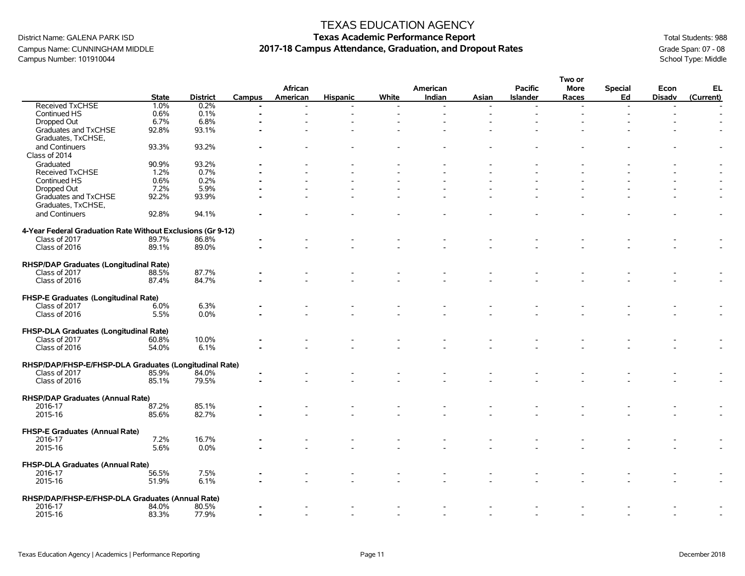# TEXAS EDUCATION AGENCY
## Texas Academic Performance Report
## 2017-18 Campus Attendance, Graduation, and Dropout Rates

District Name: GALENA PARK ISD
Campus Name: CUNNINGHAM MIDDLE
Campus Number: 101910044

Total Students: 988
Grade Span: 07 - 08
School Type: Middle

| | State | District | Campus | African American | Hispanic | White | American Indian | Asian | Pacific Islander | Two or More Races | Special Ed | Econ Disadv | EL (Current) |
|---|---|---|---|---|---|---|---|---|---|---|---|---|---|
| Received TxCHSE | 1.0% | 0.2% | - | - | - | - | - | - | - | - | - | - | - |
| Continued HS | 0.6% | 0.1% | - | - | - | - | - | - | - | - | - | - | - |
| Dropped Out | 6.7% | 6.8% | - | - | - | - | - | - | - | - | - | - | - |
| Graduates and TxCHSE | 92.8% | 93.1% | - | - | - | - | - | - | - | - | - | - | - |
| Graduates, TxCHSE, and Continuers | 93.3% | 93.2% | - | - | - | - | - | - | - | - | - | - | - |
| Class of 2014 | | | | | | | | | | | | | |
| Graduated | 90.9% | 93.2% | - | - | - | - | - | - | - | - | - | - | - |
| Received TxCHSE | 1.2% | 0.7% | - | - | - | - | - | - | - | - | - | - | - |
| Continued HS | 0.6% | 0.2% | - | - | - | - | - | - | - | - | - | - | - |
| Dropped Out | 7.2% | 5.9% | - | - | - | - | - | - | - | - | - | - | - |
| Graduates and TxCHSE | 92.2% | 93.9% | - | - | - | - | - | - | - | - | - | - | - |
| Graduates, TxCHSE, and Continuers | 92.8% | 94.1% | - | - | - | - | - | - | - | - | - | - | - |
| **4-Year Federal Graduation Rate Without Exclusions (Gr 9-12)** | | | | | | | | | | | | | |
| Class of 2017 | 89.7% | 86.8% | - | - | - | - | - | - | - | - | - | - | - |
| Class of 2016 | 89.1% | 89.0% | - | - | - | - | - | - | - | - | - | - | - |
| **RHSP/DAP Graduates (Longitudinal Rate)** | | | | | | | | | | | | | |
| Class of 2017 | 88.5% | 87.7% | - | - | - | - | - | - | - | - | - | - | - |
| Class of 2016 | 87.4% | 84.7% | - | - | - | - | - | - | - | - | - | - | - |
| **FHSP-E Graduates (Longitudinal Rate)** | | | | | | | | | | | | | |
| Class of 2017 | 6.0% | 6.3% | - | - | - | - | - | - | - | - | - | - | - |
| Class of 2016 | 5.5% | 0.0% | - | - | - | - | - | - | - | - | - | - | - |
| **FHSP-DLA Graduates (Longitudinal Rate)** | | | | | | | | | | | | | |
| Class of 2017 | 60.8% | 10.0% | - | - | - | - | - | - | - | - | - | - | - |
| Class of 2016 | 54.0% | 6.1% | - | - | - | - | - | - | - | - | - | - | - |
| **RHSP/DAP/FHSP-E/FHSP-DLA Graduates (Longitudinal Rate)** | | | | | | | | | | | | | |
| Class of 2017 | 85.9% | 84.0% | - | - | - | - | - | - | - | - | - | - | - |
| Class of 2016 | 85.1% | 79.5% | - | - | - | - | - | - | - | - | - | - | - |
| **RHSP/DAP Graduates (Annual Rate)** | | | | | | | | | | | | | |
| 2016-17 | 87.2% | 85.1% | - | - | - | - | - | - | - | - | - | - | - |
| 2015-16 | 85.6% | 82.7% | - | - | - | - | - | - | - | - | - | - | - |
| **FHSP-E Graduates (Annual Rate)** | | | | | | | | | | | | | |
| 2016-17 | 7.2% | 16.7% | - | - | - | - | - | - | - | - | - | - | - |
| 2015-16 | 5.6% | 0.0% | - | - | - | - | - | - | - | - | - | - | - |
| **FHSP-DLA Graduates (Annual Rate)** | | | | | | | | | | | | | |
| 2016-17 | 56.5% | 7.5% | - | - | - | - | - | - | - | - | - | - | - |
| 2015-16 | 51.9% | 6.1% | - | - | - | - | - | - | - | - | - | - | - |
| **RHSP/DAP/FHSP-E/FHSP-DLA Graduates (Annual Rate)** | | | | | | | | | | | | | |
| 2016-17 | 84.0% | 80.5% | - | - | - | - | - | - | - | - | - | - | - |
| 2015-16 | 83.3% | 77.9% | - | - | - | - | - | - | - | - | - | - | - |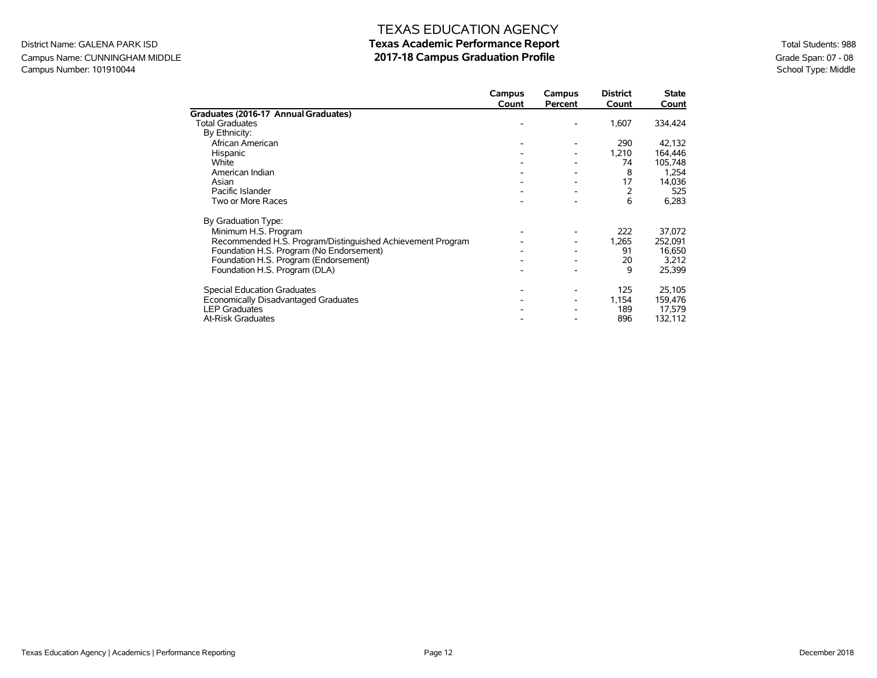# TEXAS EDUCATION AGENCY

## Texas Academic Performance Report

## 2017-18 Campus Graduation Profile

District Name: GALENA PARK ISD
Campus Name: CUNNINGHAM MIDDLE
Campus Number: 101910044

Total Students: 988
Grade Span: 07 - 08
School Type: Middle

| | Campus Count | Campus Percent | District Count | State Count |
|---|---|---|---|---|
| **Graduates (2016-17 Annual Graduates)** | | | | |
| Total Graduates | - | - | 1,607 | 334,424 |
| By Ethnicity: | | | | |
| African American | - | - | 290 | 42,132 |
| Hispanic | - | - | 1,210 | 164,446 |
| White | - | - | 74 | 105,748 |
| American Indian | - | - | 8 | 1,254 |
| Asian | - | - | 17 | 14,036 |
| Pacific Islander | - | - | 2 | 525 |
| Two or More Races | - | - | 6 | 6,283 |
| By Graduation Type: | | | | |
| Minimum H.S. Program | - | - | 222 | 37,072 |
| Recommended H.S. Program/Distinguished Achievement Program | - | - | 1,265 | 252,091 |
| Foundation H.S. Program (No Endorsement) | - | - | 91 | 16,650 |
| Foundation H.S. Program (Endorsement) | - | - | 20 | 3,212 |
| Foundation H.S. Program (DLA) | - | - | 9 | 25,399 |
| Special Education Graduates | - | - | 125 | 25,105 |
| Economically Disadvantaged Graduates | - | - | 1,154 | 159,476 |
| LEP Graduates | - | - | 189 | 17,579 |
| At-Risk Graduates | - | - | 896 | 132,112 |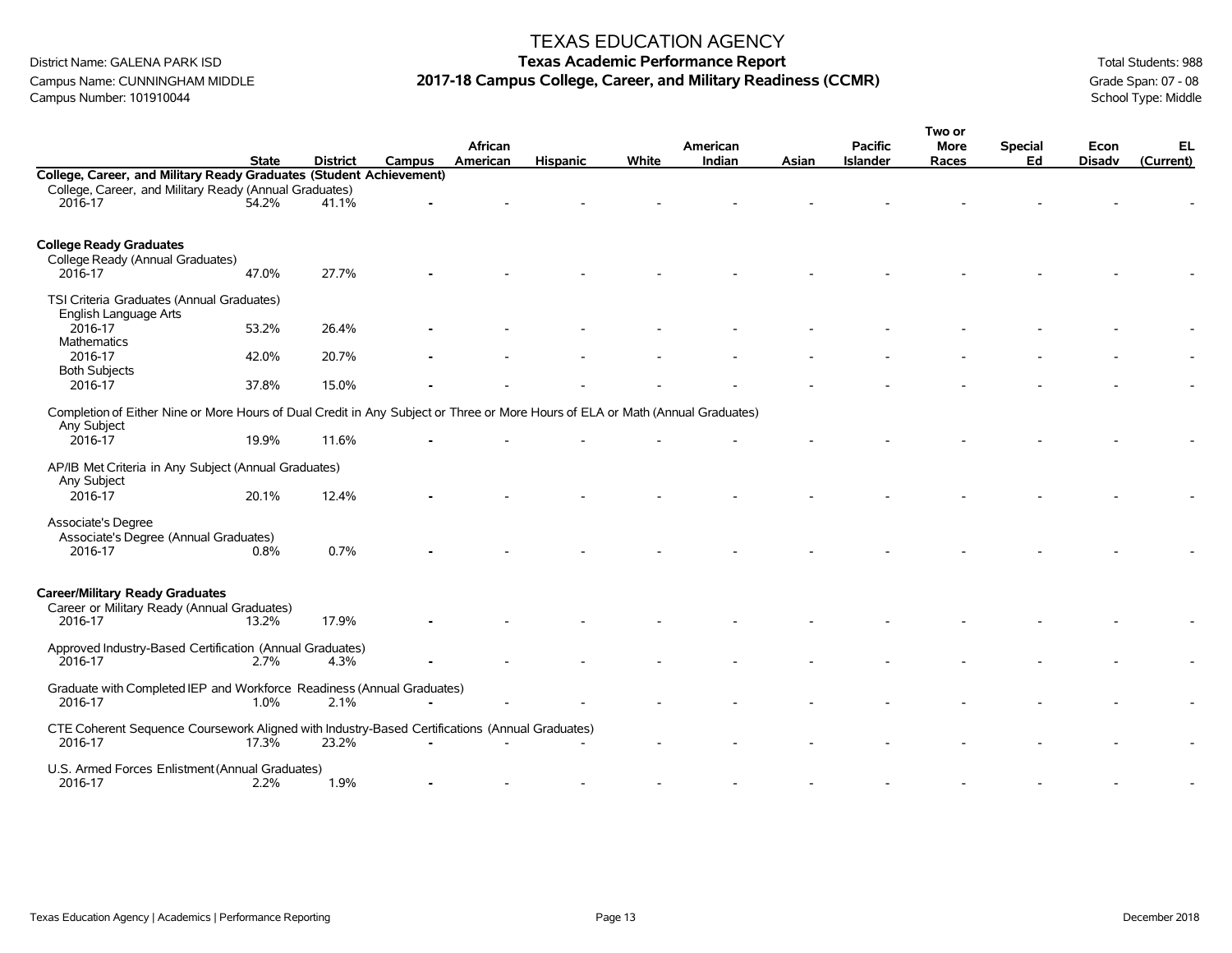# TEXAS EDUCATION AGENCY

## Texas Academic Performance Report

## 2017-18 Campus College, Career, and Military Readiness (CCMR)

District Name: GALENA PARK ISD
Campus Name: CUNNINGHAM MIDDLE
Campus Number: 101910044

Total Students: 988
Grade Span: 07 - 08
School Type: Middle

| | State | District | Campus | African American | Hispanic | White | American Indian | Asian | Pacific Islander | Two or More Races | Special Ed | Econ Disadv | EL (Current) |
|---|---|---|---|---|---|---|---|---|---|---|---|---|---|
| **College, Career, and Military Ready Graduates (Student Achievement)** | | | | | | | | | | | | | |
| College, Career, and Military Ready (Annual Graduates) | | | | | | | | | | | | | |
| 2016-17 | 54.2% | 41.1% | - | - | - | - | - | - | - | - | - | - | - |
| **College Ready Graduates** | | | | | | | | | | | | | |
| College Ready (Annual Graduates) | | | | | | | | | | | | | |
| 2016-17 | 47.0% | 27.7% | - | - | - | - | - | - | - | - | - | - | - |
| TSI Criteria Graduates (Annual Graduates) | | | | | | | | | | | | | |
| English Language Arts | | | | | | | | | | | | | |
| 2016-17 | 53.2% | 26.4% | - | - | - | - | - | - | - | - | - | - | - |
| Mathematics | | | | | | | | | | | | | |
| 2016-17 | 42.0% | 20.7% | - | - | - | - | - | - | - | - | - | - | - |
| Both Subjects | | | | | | | | | | | | | |
| 2016-17 | 37.8% | 15.0% | - | - | - | - | - | - | - | - | - | - | - |
| Completion of Either Nine or More Hours of Dual Credit in Any Subject or Three or More Hours of ELA or Math (Annual Graduates) | | | | | | | | | | | | | |
| Any Subject | | | | | | | | | | | | | |
| 2016-17 | 19.9% | 11.6% | - | - | - | - | - | - | - | - | - | - | - |
| AP/IB Met Criteria in Any Subject (Annual Graduates) | | | | | | | | | | | | | |
| Any Subject | | | | | | | | | | | | | |
| 2016-17 | 20.1% | 12.4% | - | - | - | - | - | - | - | - | - | - | - |
| Associate's Degree | | | | | | | | | | | | | |
| Associate's Degree (Annual Graduates) | | | | | | | | | | | | | |
| 2016-17 | 0.8% | 0.7% | - | - | - | - | - | - | - | - | - | - | - |
| **Career/Military Ready Graduates** | | | | | | | | | | | | | |
| Career or Military Ready (Annual Graduates) | | | | | | | | | | | | | |
| 2016-17 | 13.2% | 17.9% | - | - | - | - | - | - | - | - | - | - | - |
| Approved Industry-Based Certification (Annual Graduates) | | | | | | | | | | | | | |
| 2016-17 | 2.7% | 4.3% | - | - | - | - | - | - | - | - | - | - | - |
| Graduate with Completed IEP and Workforce Readiness (Annual Graduates) | | | | | | | | | | | | | |
| 2016-17 | 1.0% | 2.1% | - | - | - | - | - | - | - | - | - | - | - |
| CTE Coherent Sequence Coursework Aligned with Industry-Based Certifications (Annual Graduates) | | | | | | | | | | | | | |
| 2016-17 | 17.3% | 23.2% | - | - | - | - | - | - | - | - | - | - | - |
| U.S. Armed Forces Enlistment (Annual Graduates) | | | | | | | | | | | | | |
| 2016-17 | 2.2% | 1.9% | - | - | - | - | - | - | - | - | - | - | - |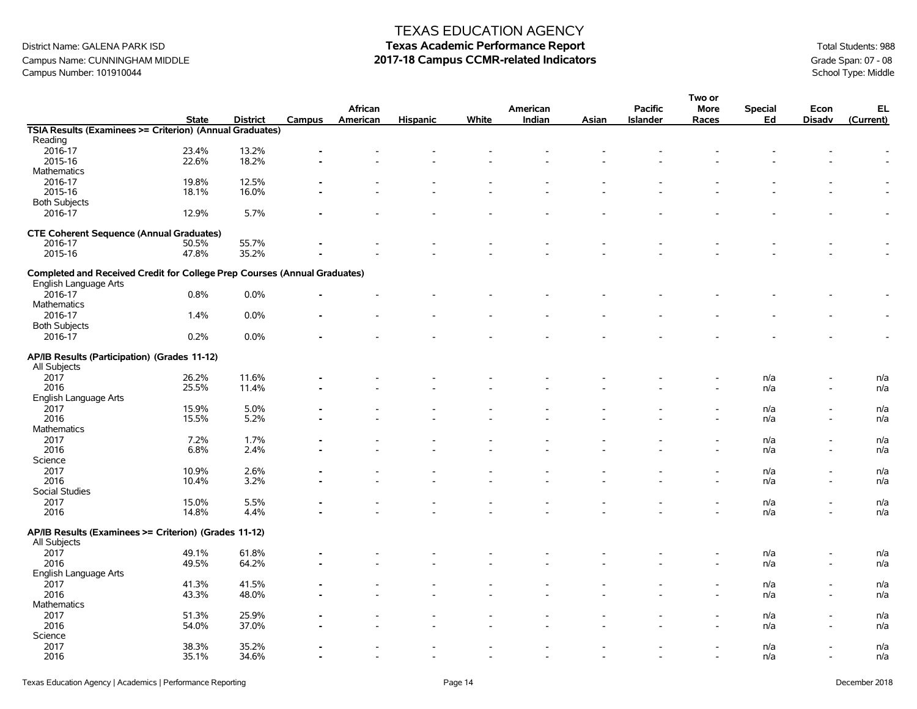# TEXAS EDUCATION AGENCY

## Texas Academic Performance Report

## 2017-18 Campus CCMR-related Indicators

District Name: GALENA PARK ISD
Campus Name: CUNNINGHAM MIDDLE
Campus Number: 101910044

Total Students: 988
Grade Span: 07 - 08
School Type: Middle

| | State | District | Campus | African American | Hispanic | White | American Indian | Asian | Pacific Islander | Two or More Races | Special Ed | Econ Disadv | EL (Current) |
|---|---|---|---|---|---|---|---|---|---|---|---|---|---|
| **TSIA Results (Examinees >= Criterion) (Annual Graduates)** | | | | | | | | | | | | | |
| Reading | | | | | | | | | | | | | |
| 2016-17 | 23.4% | 13.2% | - | - | - | - | - | - | - | - | - | - | - |
| 2015-16 | 22.6% | 18.2% | - | - | - | - | - | - | - | - | - | - | - |
| Mathematics | | | | | | | | | | | | | |
| 2016-17 | 19.8% | 12.5% | - | - | - | - | - | - | - | - | - | - | - |
| 2015-16 | 18.1% | 16.0% | - | - | - | - | - | - | - | - | - | - | - |
| Both Subjects | | | | | | | | | | | | | |
| 2016-17 | 12.9% | 5.7% | - | - | - | - | - | - | - | - | - | - | - |
| **CTE Coherent Sequence (Annual Graduates)** | | | | | | | | | | | | | |
| 2016-17 | 50.5% | 55.7% | - | - | - | - | - | - | - | - | - | - | - |
| 2015-16 | 47.8% | 35.2% | - | - | - | - | - | - | - | - | - | - | - |
| **Completed and Received Credit for College Prep Courses (Annual Graduates)** | | | | | | | | | | | | | |
| English Language Arts | | | | | | | | | | | | | |
| 2016-17 | 0.8% | 0.0% | - | - | - | - | - | - | - | - | - | - | - |
| Mathematics | | | | | | | | | | | | | |
| 2016-17 | 1.4% | 0.0% | - | - | - | - | - | - | - | - | - | - | - |
| Both Subjects | | | | | | | | | | | | | |
| 2016-17 | 0.2% | 0.0% | - | - | - | - | - | - | - | - | - | - | - |
| **AP/IB Results (Participation) (Grades 11-12)** | | | | | | | | | | | | | |
| All Subjects | | | | | | | | | | | | | |
| 2017 | 26.2% | 11.6% | - | - | - | - | - | - | - | - | n/a | - | n/a |
| 2016 | 25.5% | 11.4% | - | - | - | - | - | - | - | - | n/a | - | n/a |
| English Language Arts | | | | | | | | | | | | | |
| 2017 | 15.9% | 5.0% | - | - | - | - | - | - | - | - | n/a | - | n/a |
| 2016 | 15.5% | 5.2% | - | - | - | - | - | - | - | - | n/a | - | n/a |
| Mathematics | | | | | | | | | | | | | |
| 2017 | 7.2% | 1.7% | - | - | - | - | - | - | - | - | n/a | - | n/a |
| 2016 | 6.8% | 2.4% | - | - | - | - | - | - | - | - | n/a | - | n/a |
| Science | | | | | | | | | | | | | |
| 2017 | 10.9% | 2.6% | - | - | - | - | - | - | - | - | n/a | - | n/a |
| 2016 | 10.4% | 3.2% | - | - | - | - | - | - | - | - | n/a | - | n/a |
| Social Studies | | | | | | | | | | | | | |
| 2017 | 15.0% | 5.5% | - | - | - | - | - | - | - | - | n/a | - | n/a |
| 2016 | 14.8% | 4.4% | - | - | - | - | - | - | - | - | n/a | - | n/a |
| **AP/IB Results (Examinees >= Criterion) (Grades 11-12)** | | | | | | | | | | | | | |
| All Subjects | | | | | | | | | | | | | |
| 2017 | 49.1% | 61.8% | - | - | - | - | - | - | - | - | n/a | - | n/a |
| 2016 | 49.5% | 64.2% | - | - | - | - | - | - | - | - | n/a | - | n/a |
| English Language Arts | | | | | | | | | | | | | |
| 2017 | 41.3% | 41.5% | - | - | - | - | - | - | - | - | n/a | - | n/a |
| 2016 | 43.3% | 48.0% | - | - | - | - | - | - | - | - | n/a | - | n/a |
| Mathematics | | | | | | | | | | | | | |
| 2017 | 51.3% | 25.9% | - | - | - | - | - | - | - | - | n/a | - | n/a |
| 2016 | 54.0% | 37.0% | - | - | - | - | - | - | - | - | n/a | - | n/a |
| Science | | | | | | | | | | | | | |
| 2017 | 38.3% | 35.2% | - | - | - | - | - | - | - | - | n/a | - | n/a |
| 2016 | 35.1% | 34.6% | - | - | - | - | - | - | - | - | n/a | - | n/a |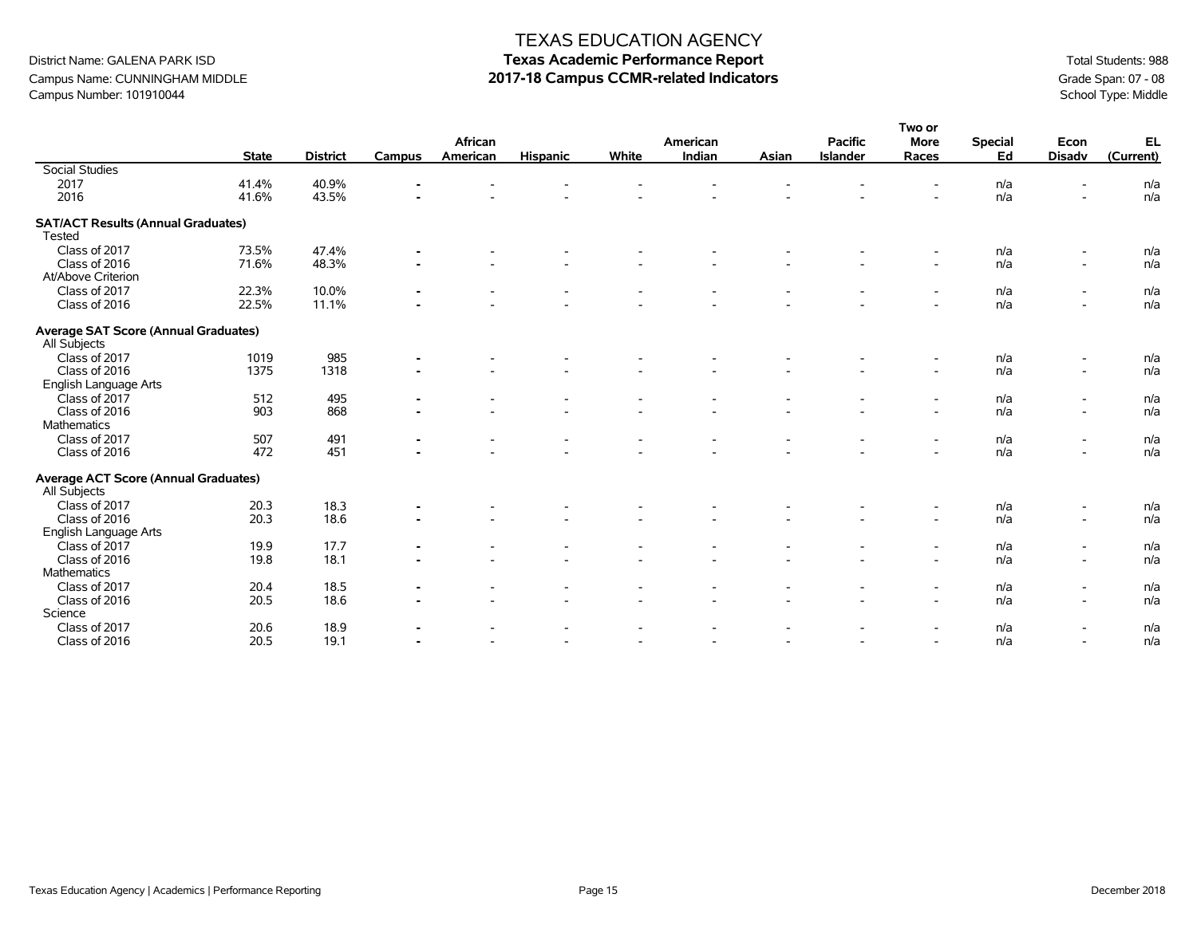# TEXAS EDUCATION AGENCY

## Texas Academic Performance Report

## 2017-18 Campus CCMR-related Indicators

District Name: GALENA PARK ISD
Campus Name: CUNNINGHAM MIDDLE
Campus Number: 101910044

Total Students: 988
Grade Span: 07 - 08
School Type: Middle

| | State | District | Campus | African American | Hispanic | White | American Indian | Asian | Pacific Islander | Two or More Races | Special Ed | Econ Disadv | EL (Current) |
|---|---|---|---|---|---|---|---|---|---|---|---|---|---|
| Social Studies | | | | | | | | | | | | | |
| 2017 | 41.4% | 40.9% | - | - | - | - | - | - | - | - | n/a | - | n/a |
| 2016 | 41.6% | 43.5% | - | - | - | - | - | - | - | - | n/a | - | n/a |
| **SAT/ACT Results (Annual Graduates)** | | | | | | | | | | | | | |
| Tested | | | | | | | | | | | | | |
| Class of 2017 | 73.5% | 47.4% | - | - | - | - | - | - | - | - | n/a | - | n/a |
| Class of 2016 | 71.6% | 48.3% | - | - | - | - | - | - | - | - | n/a | - | n/a |
| At/Above Criterion | | | | | | | | | | | | | |
| Class of 2017 | 22.3% | 10.0% | - | - | - | - | - | - | - | - | n/a | - | n/a |
| Class of 2016 | 22.5% | 11.1% | - | - | - | - | - | - | - | - | n/a | - | n/a |
| **Average SAT Score (Annual Graduates)** | | | | | | | | | | | | | |
| All Subjects | | | | | | | | | | | | | |
| Class of 2017 | 1019 | 985 | - | - | - | - | - | - | - | - | n/a | - | n/a |
| Class of 2016 | 1375 | 1318 | - | - | - | - | - | - | - | - | n/a | - | n/a |
| English Language Arts | | | | | | | | | | | | | |
| Class of 2017 | 512 | 495 | - | - | - | - | - | - | - | - | n/a | - | n/a |
| Class of 2016 | 903 | 868 | - | - | - | - | - | - | - | - | n/a | - | n/a |
| Mathematics | | | | | | | | | | | | | |
| Class of 2017 | 507 | 491 | - | - | - | - | - | - | - | - | n/a | - | n/a |
| Class of 2016 | 472 | 451 | - | - | - | - | - | - | - | - | n/a | - | n/a |
| **Average ACT Score (Annual Graduates)** | | | | | | | | | | | | | |
| All Subjects | | | | | | | | | | | | | |
| Class of 2017 | 20.3 | 18.3 | - | - | - | - | - | - | - | - | n/a | - | n/a |
| Class of 2016 | 20.3 | 18.6 | - | - | - | - | - | - | - | - | n/a | - | n/a |
| English Language Arts | | | | | | | | | | | | | |
| Class of 2017 | 19.9 | 17.7 | - | - | - | - | - | - | - | - | n/a | - | n/a |
| Class of 2016 | 19.8 | 18.1 | - | - | - | - | - | - | - | - | n/a | - | n/a |
| Mathematics | | | | | | | | | | | | | |
| Class of 2017 | 20.4 | 18.5 | - | - | - | - | - | - | - | - | n/a | - | n/a |
| Class of 2016 | 20.5 | 18.6 | - | - | - | - | - | - | - | - | n/a | - | n/a |
| Science | | | | | | | | | | | | | |
| Class of 2017 | 20.6 | 18.9 | - | - | - | - | - | - | - | - | n/a | - | n/a |
| Class of 2016 | 20.5 | 19.1 | - | - | - | - | - | - | - | - | n/a | - | n/a |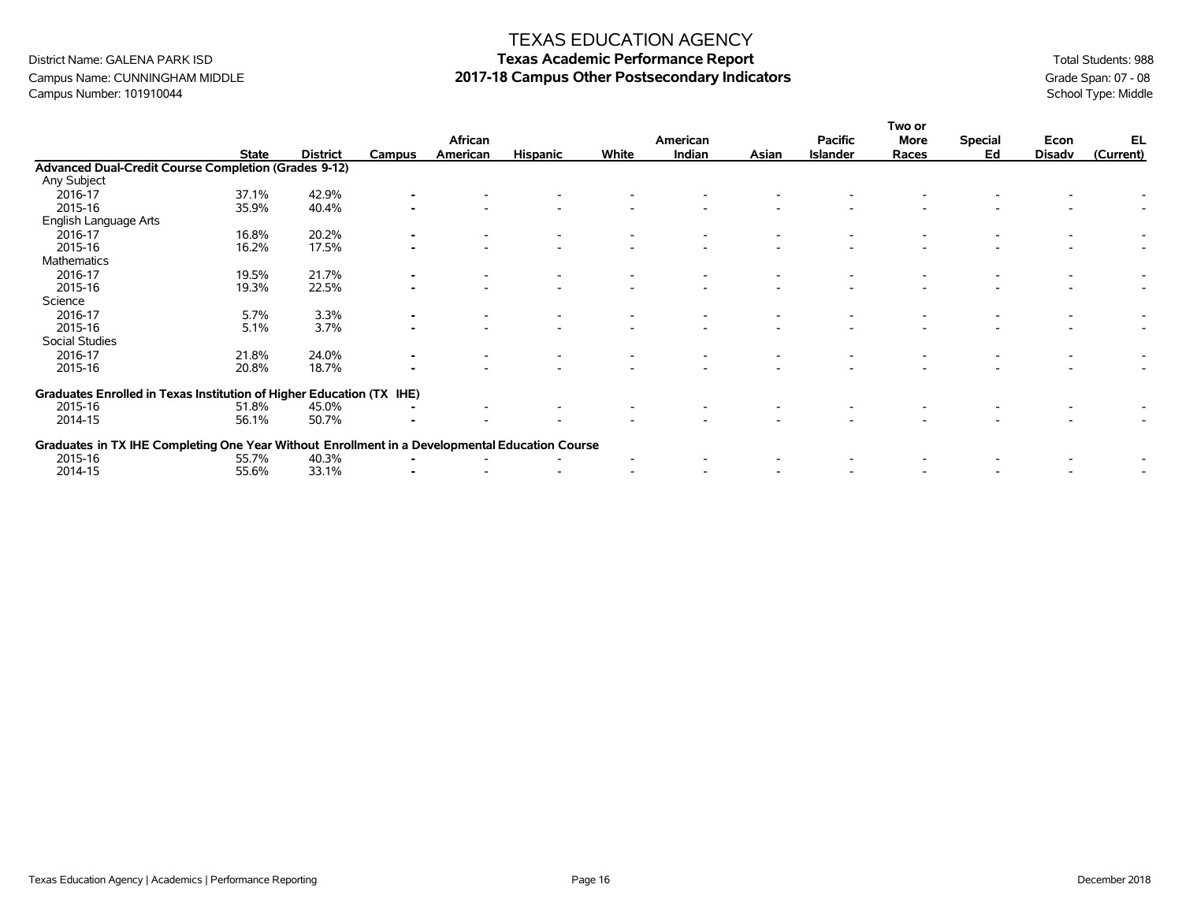# TEXAS EDUCATION AGENCY

## Texas Academic Performance Report

## 2017-18 Campus Other Postsecondary Indicators

District Name: GALENA PARK ISD
Campus Name: CUNNINGHAM MIDDLE
Campus Number: 101910044

Total Students: 988
Grade Span: 07 - 08
School Type: Middle

| | State | District | Campus | African American | Hispanic | White | American Indian | Asian | Pacific Islander | Two or More Races | Special Ed | Econ Disadv | EL (Current) |
|---|---|---|---|---|---|---|---|---|---|---|---|---|---|
| **Advanced Dual-Credit Course Completion (Grades 9-12)** | | | | | | | | | | | | | |
| Any Subject | | | | | | | | | | | | | |
| 2016-17 | 37.1% | 42.9% | - | - | - | - | - | - | - | - | - | - | - |
| 2015-16 | 35.9% | 40.4% | - | - | - | - | - | - | - | - | - | - | - |
| English Language Arts | | | | | | | | | | | | | |
| 2016-17 | 16.8% | 20.2% | - | - | - | - | - | - | - | - | - | - | - |
| 2015-16 | 16.2% | 17.5% | - | - | - | - | - | - | - | - | - | - | - |
| Mathematics | | | | | | | | | | | | | |
| 2016-17 | 19.5% | 21.7% | - | - | - | - | - | - | - | - | - | - | - |
| 2015-16 | 19.3% | 22.5% | - | - | - | - | - | - | - | - | - | - | - |
| Science | | | | | | | | | | | | | |
| 2016-17 | 5.7% | 3.3% | - | - | - | - | - | - | - | - | - | - | - |
| 2015-16 | 5.1% | 3.7% | - | - | - | - | - | - | - | - | - | - | - |
| Social Studies | | | | | | | | | | | | | |
| 2016-17 | 21.8% | 24.0% | - | - | - | - | - | - | - | - | - | - | - |
| 2015-16 | 20.8% | 18.7% | - | - | - | - | - | - | - | - | - | - | - |
| **Graduates Enrolled in Texas Institution of Higher Education (TX IHE)** | | | | | | | | | | | | | |
| 2015-16 | 51.8% | 45.0% | - | - | - | - | - | - | - | - | - | - | - |
| 2014-15 | 56.1% | 50.7% | - | - | - | - | - | - | - | - | - | - | - |
| **Graduates in TX IHE Completing One Year Without Enrollment in a Developmental Education Course** | | | | | | | | | | | | | |
| 2015-16 | 55.7% | 40.3% | - | - | - | - | - | - | - | - | - | - | - |
| 2014-15 | 55.6% | 33.1% | - | - | - | - | - | - | - | - | - | - | - |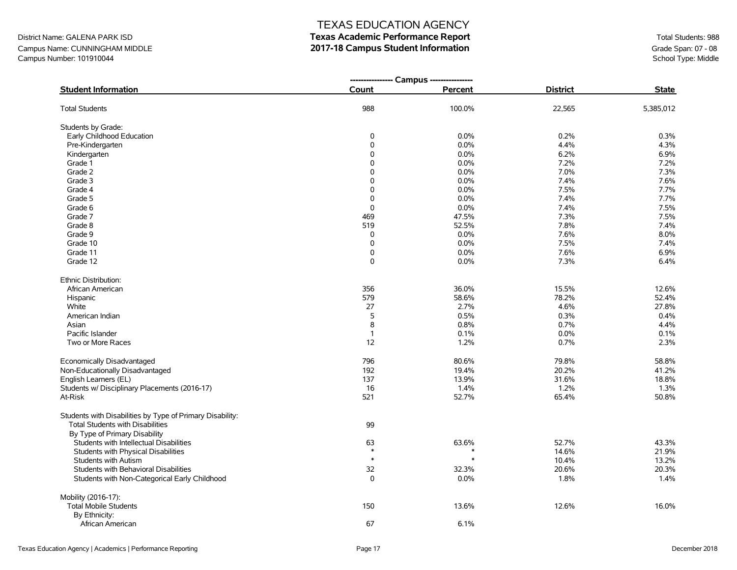TEXAS EDUCATION AGENCY

**Texas Academic Performance Report**

**2017-18 Campus Student Information**

District Name: GALENA PARK ISD
Campus Name: CUNNINGHAM MIDDLE
Campus Number: 101910044

Total Students: 988
Grade Span: 07 - 08
School Type: Middle

| Student Information | Campus Count | Campus Percent | District | State |
|---|---|---|---|---|
| Total Students | 988 | 100.0% | 22,565 | 5,385,012 |
| Students by Grade: | | | | |
| Early Childhood Education | 0 | 0.0% | 0.2% | 0.3% |
| Pre-Kindergarten | 0 | 0.0% | 4.4% | 4.3% |
| Kindergarten | 0 | 0.0% | 6.2% | 6.9% |
| Grade 1 | 0 | 0.0% | 7.2% | 7.2% |
| Grade 2 | 0 | 0.0% | 7.0% | 7.3% |
| Grade 3 | 0 | 0.0% | 7.4% | 7.6% |
| Grade 4 | 0 | 0.0% | 7.5% | 7.7% |
| Grade 5 | 0 | 0.0% | 7.4% | 7.7% |
| Grade 6 | 0 | 0.0% | 7.4% | 7.5% |
| Grade 7 | 469 | 47.5% | 7.3% | 7.5% |
| Grade 8 | 519 | 52.5% | 7.8% | 7.4% |
| Grade 9 | 0 | 0.0% | 7.6% | 8.0% |
| Grade 10 | 0 | 0.0% | 7.5% | 7.4% |
| Grade 11 | 0 | 0.0% | 7.6% | 6.9% |
| Grade 12 | 0 | 0.0% | 7.3% | 6.4% |
| Ethnic Distribution: | | | | |
| African American | 356 | 36.0% | 15.5% | 12.6% |
| Hispanic | 579 | 58.6% | 78.2% | 52.4% |
| White | 27 | 2.7% | 4.6% | 27.8% |
| American Indian | 5 | 0.5% | 0.3% | 0.4% |
| Asian | 8 | 0.8% | 0.7% | 4.4% |
| Pacific Islander | 1 | 0.1% | 0.0% | 0.1% |
| Two or More Races | 12 | 1.2% | 0.7% | 2.3% |
| Economically Disadvantaged | 796 | 80.6% | 79.8% | 58.8% |
| Non-Educationally Disadvantaged | 192 | 19.4% | 20.2% | 41.2% |
| English Learners (EL) | 137 | 13.9% | 31.6% | 18.8% |
| Students w/ Disciplinary Placements (2016-17) | 16 | 1.4% | 1.2% | 1.3% |
| At-Risk | 521 | 52.7% | 65.4% | 50.8% |
| Students with Disabilities by Type of Primary Disability: | | | | |
| Total Students with Disabilities | 99 | | | |
| By Type of Primary Disability | | | | |
| Students with Intellectual Disabilities | 63 | 63.6% | 52.7% | 43.3% |
| Students with Physical Disabilities | * | * | 14.6% | 21.9% |
| Students with Autism | * | * | 10.4% | 13.2% |
| Students with Behavioral Disabilities | 32 | 32.3% | 20.6% | 20.3% |
| Students with Non-Categorical Early Childhood | 0 | 0.0% | 1.8% | 1.4% |
| Mobility (2016-17): | | | | |
| Total Mobile Students | 150 | 13.6% | 12.6% | 16.0% |
| By Ethnicity: | | | | |
| African American | 67 | 6.1% | | |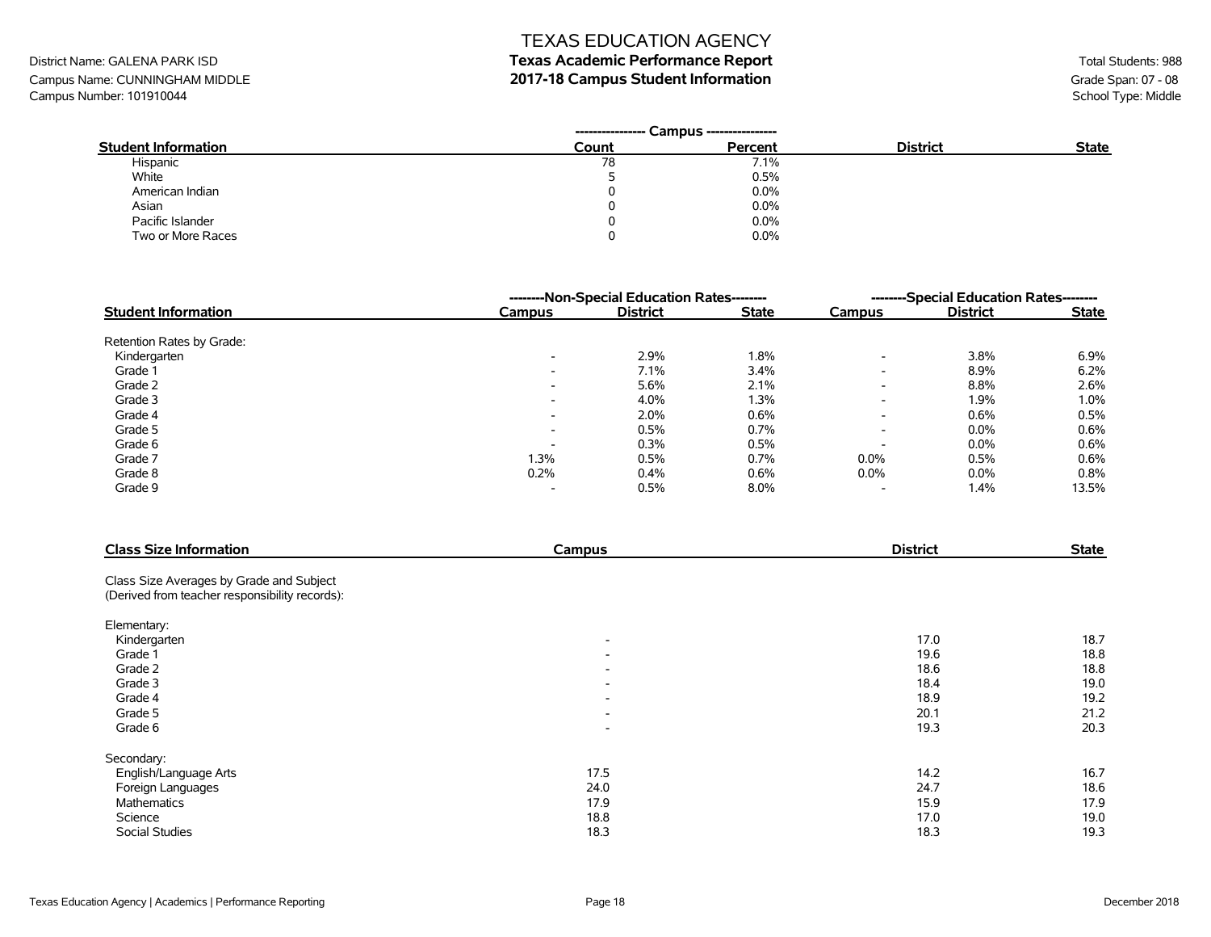# TEXAS EDUCATION AGENCY
## Texas Academic Performance Report
## 2017-18 Campus Student Information

District Name: GALENA PARK ISD
Campus Name: CUNNINGHAM MIDDLE
Campus Number: 101910044

Total Students: 988
Grade Span: 07 - 08
School Type: Middle

| Student Information | Campus Count | Campus Percent | District | State |
|---|---|---|---|---|
| Hispanic | 78 | 7.1% | | |
| White | 5 | 0.5% | | |
| American Indian | 0 | 0.0% | | |
| Asian | 0 | 0.0% | | |
| Pacific Islander | 0 | 0.0% | | |
| Two or More Races | 0 | 0.0% | | |

| Student Information | Non-Special Education Rates | | | Special Education Rates | | |
|---|---|---|---|---|---|---|
| | Campus | District | State | Campus | District | State |
| **Retention Rates by Grade:** | | | | | | |
| Kindergarten | - | 2.9% | 1.8% | - | 3.8% | 6.9% |
| Grade 1 | - | 7.1% | 3.4% | - | 8.9% | 6.2% |
| Grade 2 | - | 5.6% | 2.1% | - | 8.8% | 2.6% |
| Grade 3 | - | 4.0% | 1.3% | - | 1.9% | 1.0% |
| Grade 4 | - | 2.0% | 0.6% | - | 0.6% | 0.5% |
| Grade 5 | - | 0.5% | 0.7% | - | 0.0% | 0.6% |
| Grade 6 | - | 0.3% | 0.5% | - | 0.0% | 0.6% |
| Grade 7 | 1.3% | 0.5% | 0.7% | 0.0% | 0.5% | 0.6% |
| Grade 8 | 0.2% | 0.4% | 0.6% | 0.0% | 0.0% | 0.8% |
| Grade 9 | - | 0.5% | 8.0% | - | 1.4% | 13.5% |

| Class Size Information | Campus | District | State |
|---|---|---|---|
| Class Size Averages by Grade and Subject (Derived from teacher responsibility records): | | | |
| **Elementary:** | | | |
| Kindergarten | - | 17.0 | 18.7 |
| Grade 1 | - | 19.6 | 18.8 |
| Grade 2 | - | 18.6 | 18.8 |
| Grade 3 | - | 18.4 | 19.0 |
| Grade 4 | - | 18.9 | 19.2 |
| Grade 5 | - | 20.1 | 21.2 |
| Grade 6 | - | 19.3 | 20.3 |
| **Secondary:** | | | |
| English/Language Arts | 17.5 | 14.2 | 16.7 |
| Foreign Languages | 24.0 | 24.7 | 18.6 |
| Mathematics | 17.9 | 15.9 | 17.9 |
| Science | 18.8 | 17.0 | 19.0 |
| Social Studies | 18.3 | 18.3 | 19.3 |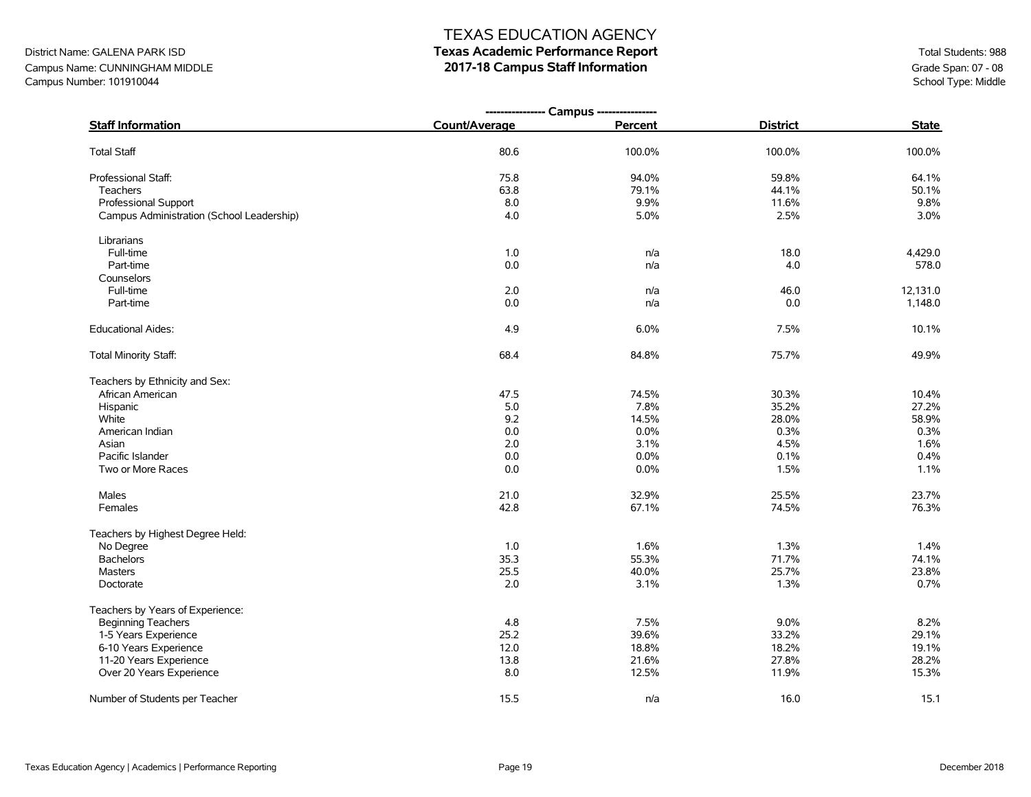# TEXAS EDUCATION AGENCY
## Texas Academic Performance Report
## 2017-18 Campus Staff Information

District Name: GALENA PARK ISD
Campus Name: CUNNINGHAM MIDDLE
Campus Number: 101910044

Total Students: 988
Grade Span: 07 - 08
School Type: Middle

| Staff Information | Campus Count/Average | Campus Percent | District | State |
|---|---|---|---|---|
| Total Staff | 80.6 | 100.0% | 100.0% | 100.0% |
| Professional Staff: | 75.8 | 94.0% | 59.8% | 64.1% |
| Teachers | 63.8 | 79.1% | 44.1% | 50.1% |
| Professional Support | 8.0 | 9.9% | 11.6% | 9.8% |
| Campus Administration (School Leadership) | 4.0 | 5.0% | 2.5% | 3.0% |
| Librarians | | | | |
| Full-time | 1.0 | n/a | 18.0 | 4,429.0 |
| Part-time | 0.0 | n/a | 4.0 | 578.0 |
| Counselors | | | | |
| Full-time | 2.0 | n/a | 46.0 | 12,131.0 |
| Part-time | 0.0 | n/a | 0.0 | 1,148.0 |
| Educational Aides: | 4.9 | 6.0% | 7.5% | 10.1% |
| Total Minority Staff: | 68.4 | 84.8% | 75.7% | 49.9% |
| Teachers by Ethnicity and Sex: | | | | |
| African American | 47.5 | 74.5% | 30.3% | 10.4% |
| Hispanic | 5.0 | 7.8% | 35.2% | 27.2% |
| White | 9.2 | 14.5% | 28.0% | 58.9% |
| American Indian | 0.0 | 0.0% | 0.3% | 0.3% |
| Asian | 2.0 | 3.1% | 4.5% | 1.6% |
| Pacific Islander | 0.0 | 0.0% | 0.1% | 0.4% |
| Two or More Races | 0.0 | 0.0% | 1.5% | 1.1% |
| Males | 21.0 | 32.9% | 25.5% | 23.7% |
| Females | 42.8 | 67.1% | 74.5% | 76.3% |
| Teachers by Highest Degree Held: | | | | |
| No Degree | 1.0 | 1.6% | 1.3% | 1.4% |
| Bachelors | 35.3 | 55.3% | 71.7% | 74.1% |
| Masters | 25.5 | 40.0% | 25.7% | 23.8% |
| Doctorate | 2.0 | 3.1% | 1.3% | 0.7% |
| Teachers by Years of Experience: | | | | |
| Beginning Teachers | 4.8 | 7.5% | 9.0% | 8.2% |
| 1-5 Years Experience | 25.2 | 39.6% | 33.2% | 29.1% |
| 6-10 Years Experience | 12.0 | 18.8% | 18.2% | 19.1% |
| 11-20 Years Experience | 13.8 | 21.6% | 27.8% | 28.2% |
| Over 20 Years Experience | 8.0 | 12.5% | 11.9% | 15.3% |
| Number of Students per Teacher | 15.5 | n/a | 16.0 | 15.1 |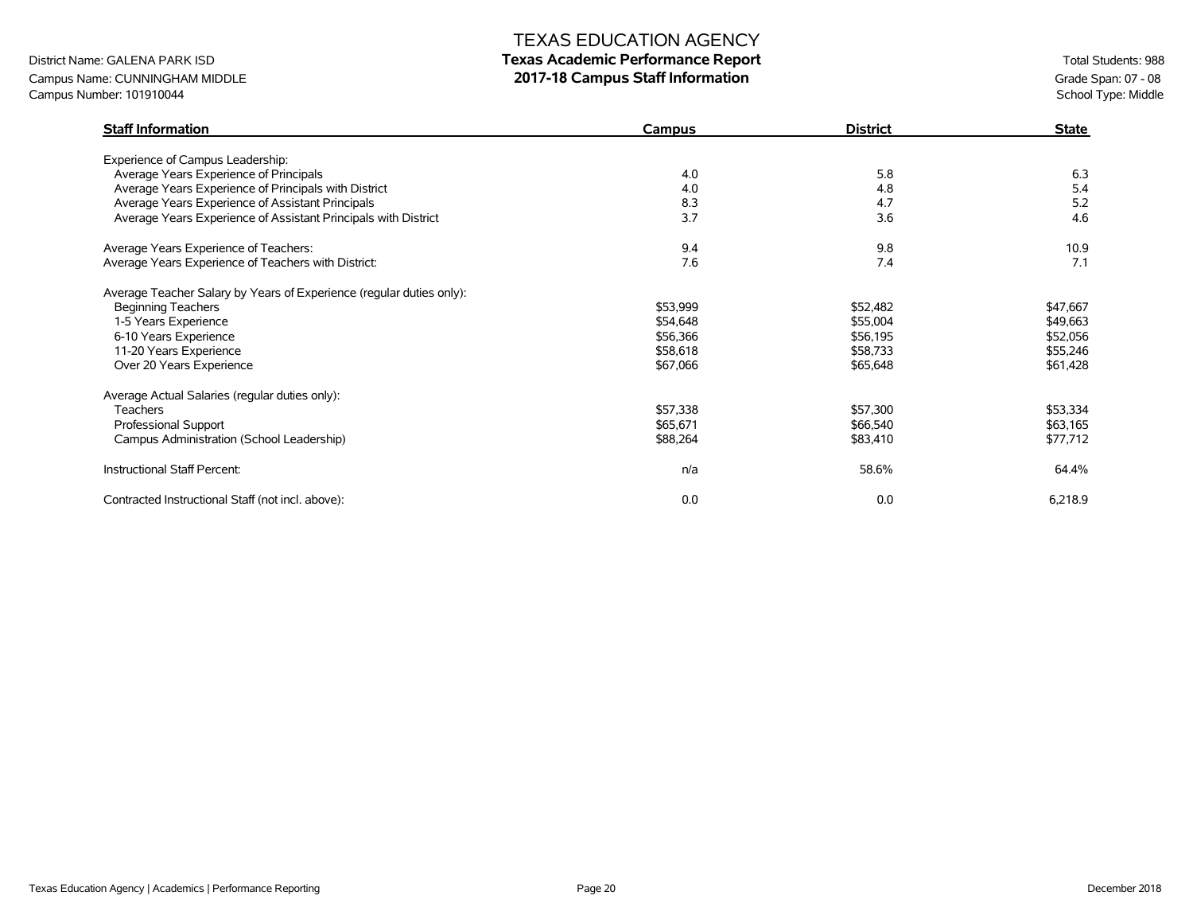# TEXAS EDUCATION AGENCY

## Texas Academic Performance Report

## 2017-18 Campus Staff Information

District Name: GALENA PARK ISD
Campus Name: CUNNINGHAM MIDDLE
Campus Number: 101910044

Total Students: 988
Grade Span: 07 - 08
School Type: Middle

| Staff Information | Campus | District | State |
|---|---|---|---|
| Experience of Campus Leadership: | | | |
| Average Years Experience of Principals | 4.0 | 5.8 | 6.3 |
| Average Years Experience of Principals with District | 4.0 | 4.8 | 5.4 |
| Average Years Experience of Assistant Principals | 8.3 | 4.7 | 5.2 |
| Average Years Experience of Assistant Principals with District | 3.7 | 3.6 | 4.6 |
| Average Years Experience of Teachers: | 9.4 | 9.8 | 10.9 |
| Average Years Experience of Teachers with District: | 7.6 | 7.4 | 7.1 |
| Average Teacher Salary by Years of Experience (regular duties only): | | | |
| Beginning Teachers | $53,999 | $52,482 | $47,667 |
| 1-5 Years Experience | $54,648 | $55,004 | $49,663 |
| 6-10 Years Experience | $56,366 | $56,195 | $52,056 |
| 11-20 Years Experience | $58,618 | $58,733 | $55,246 |
| Over 20 Years Experience | $67,066 | $65,648 | $61,428 |
| Average Actual Salaries (regular duties only): | | | |
| Teachers | $57,338 | $57,300 | $53,334 |
| Professional Support | $65,671 | $66,540 | $63,165 |
| Campus Administration (School Leadership) | $88,264 | $83,410 | $77,712 |
| Instructional Staff Percent: | n/a | 58.6% | 64.4% |
| Contracted Instructional Staff (not incl. above): | 0.0 | 0.0 | 6,218.9 |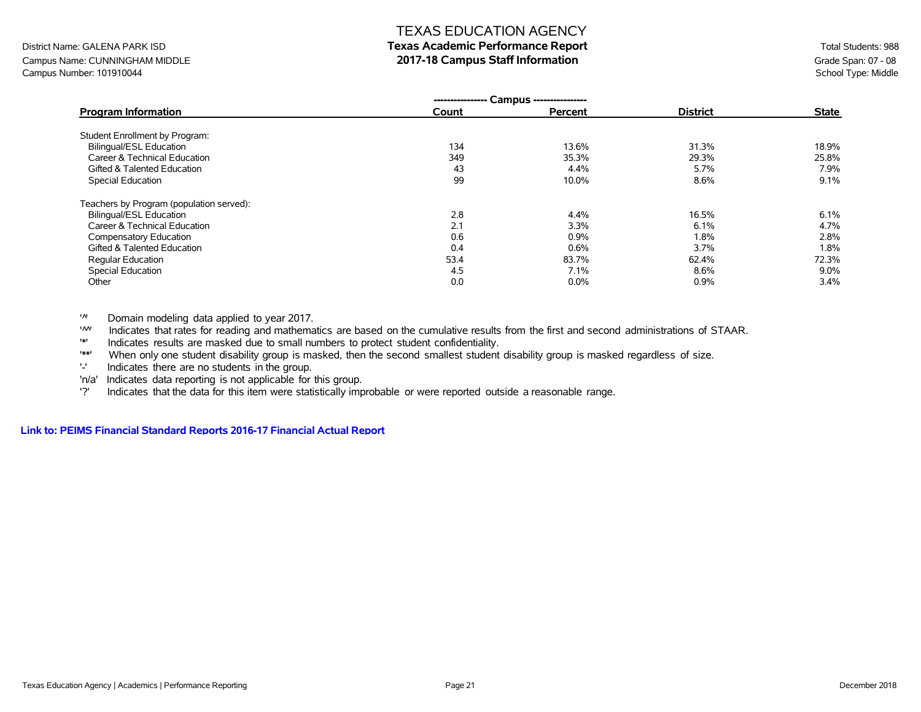TEXAS EDUCATION AGENCY

District Name: GALENA PARK ISD
Campus Name: CUNNINGHAM MIDDLE
Campus Number: 101910044

**Texas Academic Performance Report**
**2017-18 Campus Staff Information**

Total Students: 988
Grade Span: 07 - 08
School Type: Middle

| | Campus | | | |
|---|---|---|---|---|
| **Program Information** | **Count** | **Percent** | **District** | **State** |
| Student Enrollment by Program: | | | | |
| Bilingual/ESL Education | 134 | 13.6% | 31.3% | 18.9% |
| Career & Technical Education | 349 | 35.3% | 29.3% | 25.8% |
| Gifted & Talented Education | 43 | 4.4% | 5.7% | 7.9% |
| Special Education | 99 | 10.0% | 8.6% | 9.1% |
| Teachers by Program (population served): | | | | |
| Bilingual/ESL Education | 2.8 | 4.4% | 16.5% | 6.1% |
| Career & Technical Education | 2.1 | 3.3% | 6.1% | 4.7% |
| Compensatory Education | 0.6 | 0.9% | 1.8% | 2.8% |
| Gifted & Talented Education | 0.4 | 0.6% | 3.7% | 1.8% |
| Regular Education | 53.4 | 83.7% | 62.4% | 72.3% |
| Special Education | 4.5 | 7.1% | 8.6% | 9.0% |
| Other | 0.0 | 0.0% | 0.9% | 3.4% |

'^' Domain modeling data applied to year 2017.
'^^' Indicates that rates for reading and mathematics are based on the cumulative results from the first and second administrations of STAAR.
'*' Indicates results are masked due to small numbers to protect student confidentiality.
'**' When only one student disability group is masked, then the second smallest student disability group is masked regardless of size.
'-' Indicates there are no students in the group.
'n/a' Indicates data reporting is not applicable for this group.
'?' Indicates that the data for this item were statistically improbable or were reported outside a reasonable range.

**Link to: PEIMS Financial Standard Reports 2016-17 Financial Actual Report**